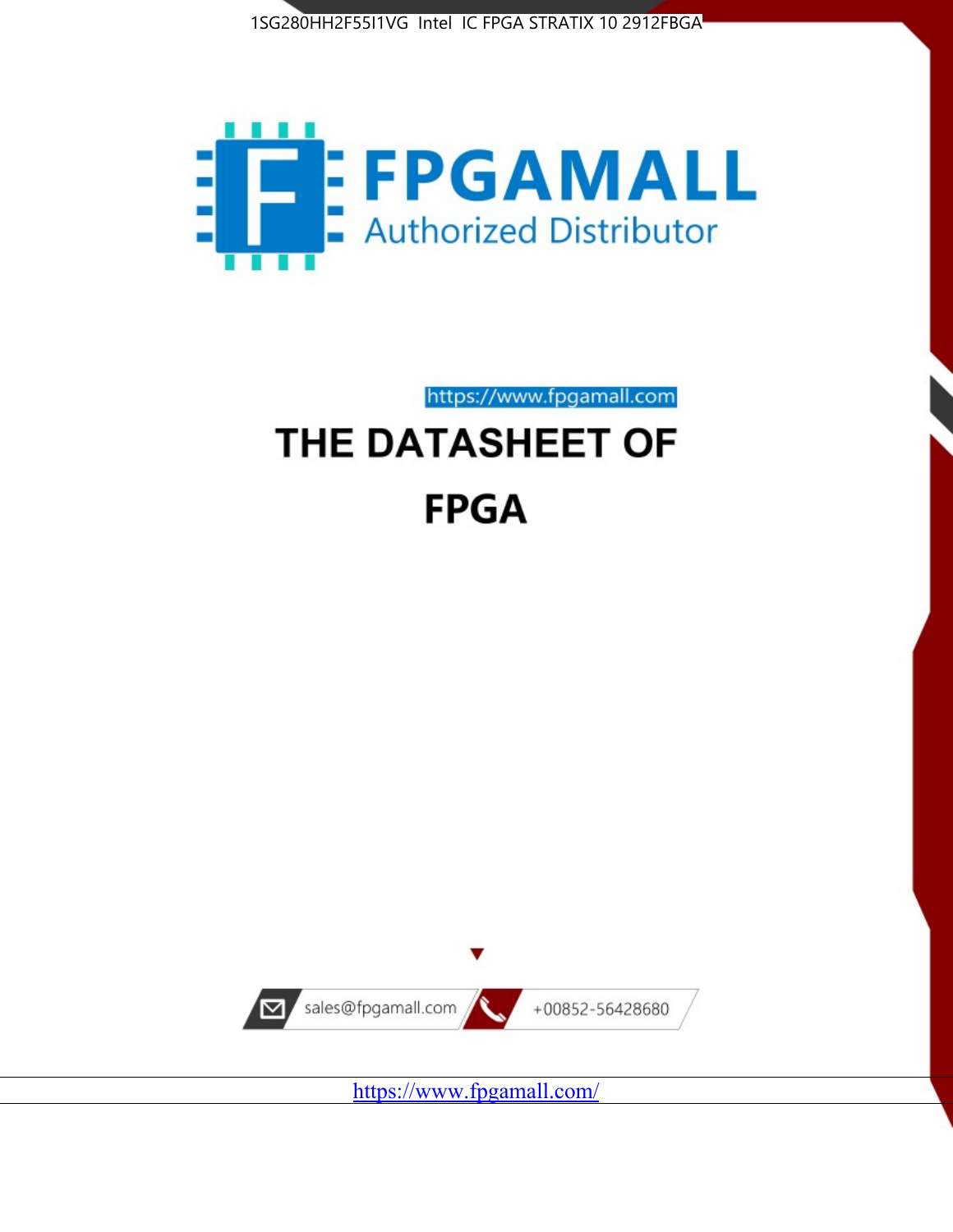1SG280HH2F55I1VG Intel IC FPGA STRATIX 10 2912FBGA

# FPGAMALL

Authorized Distributor

https://www.fpgamall.com

# THE DATASHEET OF

# FPGA

sales@fpgamall.com

+00852-56428680

https://www.fpgamall.com/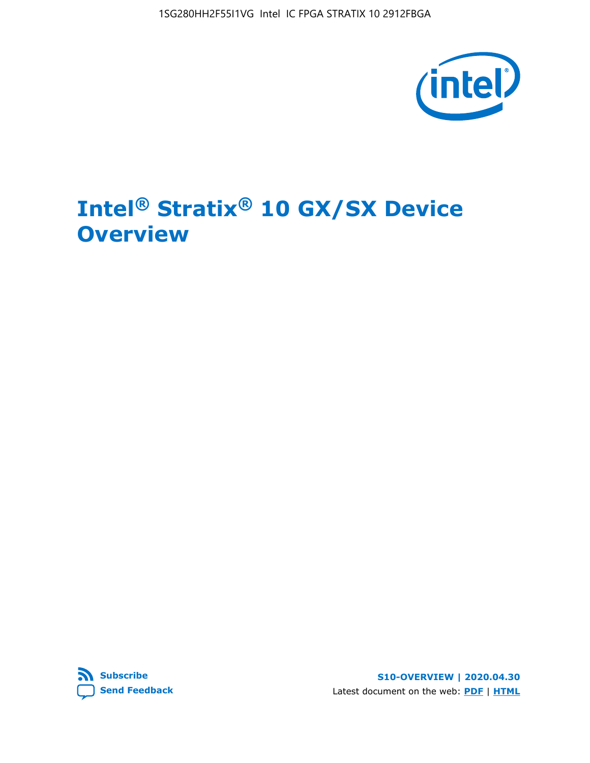# Intel® Stratix® 10 GX/SX Device Overview

Subscribe

Send Feedback

S10-OVERVIEW | 2020.04.30

Latest document on the web: PDF | HTML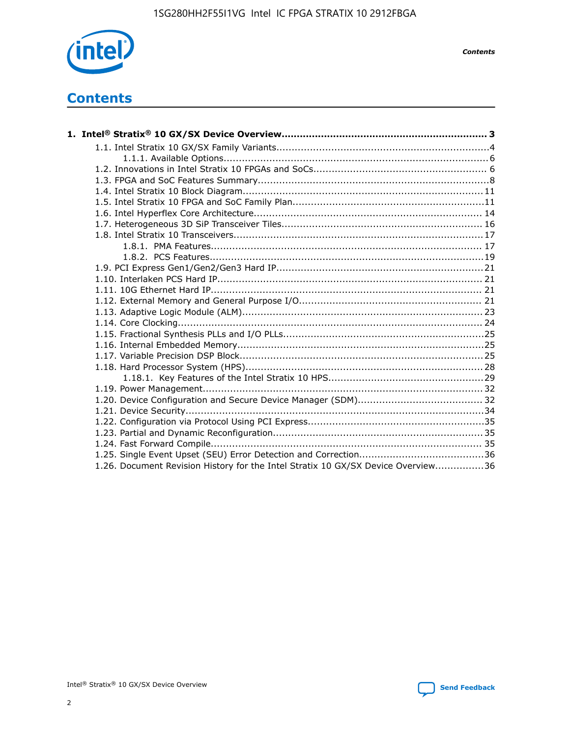# Contents

**1. Intel® Stratix® 10 GX/SX Device Overview................................................................... 3**

- 1.1. Intel Stratix 10 GX/SX Family Variants.....................................................................4
  - 1.1.1. Available Options......................................................................................6
- 1.2. Innovations in Intel Stratix 10 FPGAs and SoCs......................................................... 6
- 1.3. FPGA and SoC Features Summary............................................................................8
- 1.4. Intel Stratix 10 Block Diagram...............................................................................11
- 1.5. Intel Stratix 10 FPGA and SoC Family Plan...............................................................11
- 1.6. Intel Hyperflex Core Architecture.......................................................................... 14
- 1.7. Heterogeneous 3D SiP Transceiver Tiles................................................................. 16
- 1.8. Intel Stratix 10 Transceivers.................................................................................17
  - 1.8.1. PMA Features......................................................................................... 17
  - 1.8.2. PCS Features..........................................................................................19
- 1.9. PCI Express Gen1/Gen2/Gen3 Hard IP...................................................................21
- 1.10. Interlaken PCS Hard IP....................................................................................... 21
- 1.11. 10G Ethernet Hard IP......................................................................................... 21
- 1.12. External Memory and General Purpose I/O............................................................ 21
- 1.13. Adaptive Logic Module (ALM)............................................................................... 23
- 1.14. Core Clocking.................................................................................................... 24
- 1.15. Fractional Synthesis PLLs and I/O PLLs..................................................................25
- 1.16. Internal Embedded Memory.................................................................................25
- 1.17. Variable Precision DSP Block................................................................................25
- 1.18. Hard Processor System (HPS)..............................................................................28
  - 1.18.1. Key Features of the Intel Stratix 10 HPS..................................................29
- 1.19. Power Management........................................................................................... 32
- 1.20. Device Configuration and Secure Device Manager (SDM)......................................... 32
- 1.21. Device Security..................................................................................................34
- 1.22. Configuration via Protocol Using PCI Express..........................................................35
- 1.23. Partial and Dynamic Reconfiguration.................................................................... 35
- 1.24. Fast Forward Compile......................................................................................... 35
- 1.25. Single Event Upset (SEU) Error Detection and Correction.........................................36
- 1.26. Document Revision History for the Intel Stratix 10 GX/SX Device Overview................36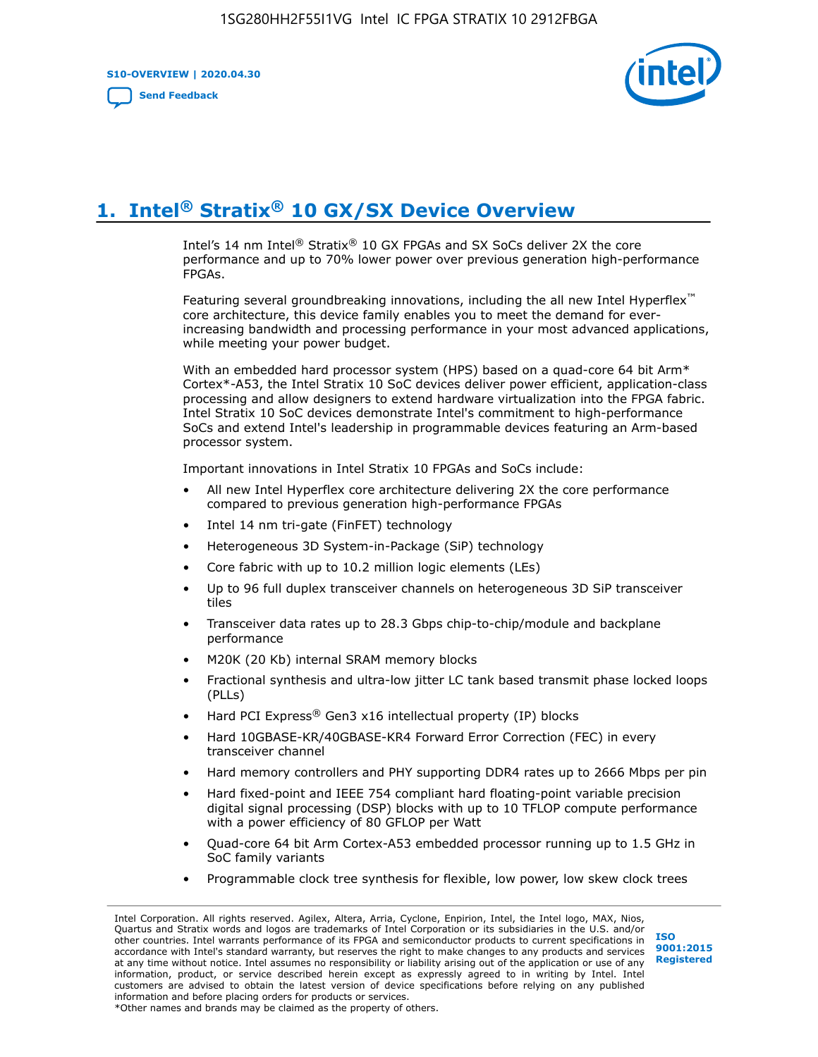# 1. Intel® Stratix® 10 GX/SX Device Overview

Intel's 14 nm Intel® Stratix® 10 GX FPGAs and SX SoCs deliver 2X the core performance and up to 70% lower power over previous generation high-performance FPGAs.

Featuring several groundbreaking innovations, including the all new Intel Hyperflex™ core architecture, this device family enables you to meet the demand for ever-increasing bandwidth and processing performance in your most advanced applications, while meeting your power budget.

With an embedded hard processor system (HPS) based on a quad-core 64 bit Arm* Cortex*-A53, the Intel Stratix 10 SoC devices deliver power efficient, application-class processing and allow designers to extend hardware virtualization into the FPGA fabric. Intel Stratix 10 SoC devices demonstrate Intel's commitment to high-performance SoCs and extend Intel's leadership in programmable devices featuring an Arm-based processor system.

Important innovations in Intel Stratix 10 FPGAs and SoCs include:

- All new Intel Hyperflex core architecture delivering 2X the core performance compared to previous generation high-performance FPGAs
- Intel 14 nm tri-gate (FinFET) technology
- Heterogeneous 3D System-in-Package (SiP) technology
- Core fabric with up to 10.2 million logic elements (LEs)
- Up to 96 full duplex transceiver channels on heterogeneous 3D SiP transceiver tiles
- Transceiver data rates up to 28.3 Gbps chip-to-chip/module and backplane performance
- M20K (20 Kb) internal SRAM memory blocks
- Fractional synthesis and ultra-low jitter LC tank based transmit phase locked loops (PLLs)
- Hard PCI Express® Gen3 x16 intellectual property (IP) blocks
- Hard 10GBASE-KR/40GBASE-KR4 Forward Error Correction (FEC) in every transceiver channel
- Hard memory controllers and PHY supporting DDR4 rates up to 2666 Mbps per pin
- Hard fixed-point and IEEE 754 compliant hard floating-point variable precision digital signal processing (DSP) blocks with up to 10 TFLOP compute performance with a power efficiency of 80 GFLOP per Watt
- Quad-core 64 bit Arm Cortex-A53 embedded processor running up to 1.5 GHz in SoC family variants
- Programmable clock tree synthesis for flexible, low power, low skew clock trees

Intel Corporation. All rights reserved. Agilex, Altera, Arria, Cyclone, Enpirion, Intel, the Intel logo, MAX, Nios, Quartus and Stratix words and logos are trademarks of Intel Corporation or its subsidiaries in the U.S. and/or other countries. Intel warrants performance of its FPGA and semiconductor products to current specifications in accordance with Intel's standard warranty, but reserves the right to make changes to any products and services at any time without notice. Intel assumes no responsibility or liability arising out of the application or use of any information, product, or service described herein except as expressly agreed to in writing by Intel. Intel customers are advised to obtain the latest version of device specifications before relying on any published information and before placing orders for products or services.
*Other names and brands may be claimed as the property of others.

ISO 9001:2015 Registered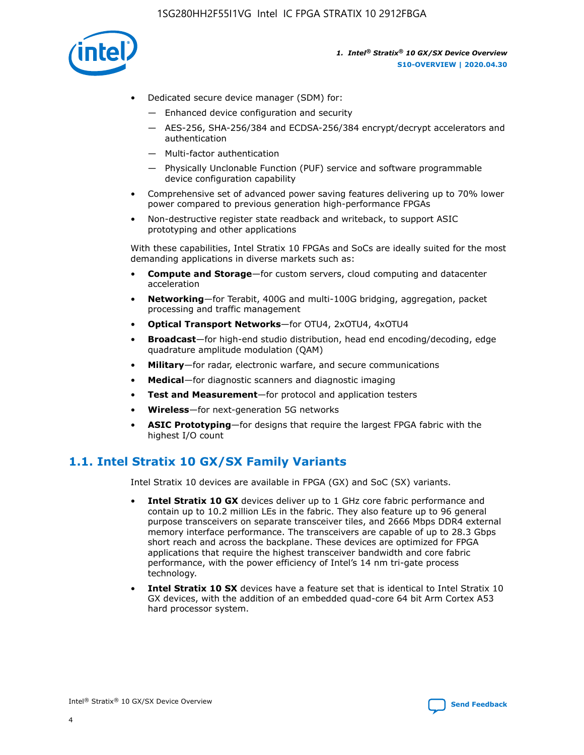- Dedicated secure device manager (SDM) for:
  - — Enhanced device configuration and security
  - — AES-256, SHA-256/384 and ECDSA-256/384 encrypt/decrypt accelerators and authentication
  - — Multi-factor authentication
  - — Physically Unclonable Function (PUF) service and software programmable device configuration capability
- Comprehensive set of advanced power saving features delivering up to 70% lower power compared to previous generation high-performance FPGAs
- Non-destructive register state readback and writeback, to support ASIC prototyping and other applications

With these capabilities, Intel Stratix 10 FPGAs and SoCs are ideally suited for the most demanding applications in diverse markets such as:

- **Compute and Storage**—for custom servers, cloud computing and datacenter acceleration
- **Networking**—for Terabit, 400G and multi-100G bridging, aggregation, packet processing and traffic management
- **Optical Transport Networks**—for OTU4, 2xOTU4, 4xOTU4
- **Broadcast**—for high-end studio distribution, head end encoding/decoding, edge quadrature amplitude modulation (QAM)
- **Military**—for radar, electronic warfare, and secure communications
- **Medical**—for diagnostic scanners and diagnostic imaging
- **Test and Measurement**—for protocol and application testers
- **Wireless**—for next-generation 5G networks
- **ASIC Prototyping**—for designs that require the largest FPGA fabric with the highest I/O count

## 1.1. Intel Stratix 10 GX/SX Family Variants

Intel Stratix 10 devices are available in FPGA (GX) and SoC (SX) variants.

- **Intel Stratix 10 GX** devices deliver up to 1 GHz core fabric performance and contain up to 10.2 million LEs in the fabric. They also feature up to 96 general purpose transceivers on separate transceiver tiles, and 2666 Mbps DDR4 external memory interface performance. The transceivers are capable of up to 28.3 Gbps short reach and across the backplane. These devices are optimized for FPGA applications that require the highest transceiver bandwidth and core fabric performance, with the power efficiency of Intel's 14 nm tri-gate process technology.
- **Intel Stratix 10 SX** devices have a feature set that is identical to Intel Stratix 10 GX devices, with the addition of an embedded quad-core 64 bit Arm Cortex A53 hard processor system.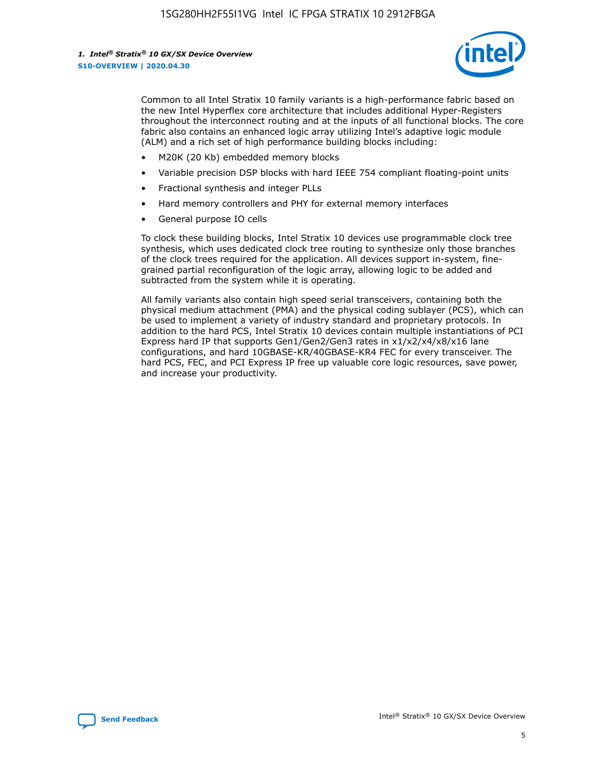Common to all Intel Stratix 10 family variants is a high-performance fabric based on the new Intel Hyperflex core architecture that includes additional Hyper-Registers throughout the interconnect routing and at the inputs of all functional blocks. The core fabric also contains an enhanced logic array utilizing Intel's adaptive logic module (ALM) and a rich set of high performance building blocks including:

- M20K (20 Kb) embedded memory blocks
- Variable precision DSP blocks with hard IEEE 754 compliant floating-point units
- Fractional synthesis and integer PLLs
- Hard memory controllers and PHY for external memory interfaces
- General purpose IO cells

To clock these building blocks, Intel Stratix 10 devices use programmable clock tree synthesis, which uses dedicated clock tree routing to synthesize only those branches of the clock trees required for the application. All devices support in-system, fine-grained partial reconfiguration of the logic array, allowing logic to be added and subtracted from the system while it is operating.

All family variants also contain high speed serial transceivers, containing both the physical medium attachment (PMA) and the physical coding sublayer (PCS), which can be used to implement a variety of industry standard and proprietary protocols. In addition to the hard PCS, Intel Stratix 10 devices contain multiple instantiations of PCI Express hard IP that supports Gen1/Gen2/Gen3 rates in x1/x2/x4/x8/x16 lane configurations, and hard 10GBASE-KR/40GBASE-KR4 FEC for every transceiver. The hard PCS, FEC, and PCI Express IP free up valuable core logic resources, save power, and increase your productivity.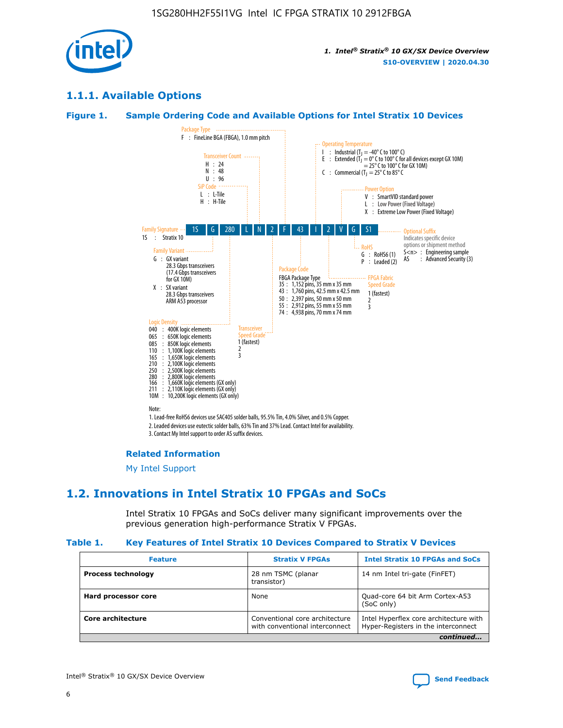## 1.1.1. Available Options

### Figure 1. Sample Ordering Code and Available Options for Intel Stratix 10 Devices

| 1S | G | 280 | L | N | 2 | F | 43 | I | 2 | V | G | S1 |
|---|---|---|---|---|---|---|---|---|---|---|---|---|

**Family Signature**
1S : Stratix 10

**Family Variant**
G : GX variant
28.3 Gbps transceivers
(17.4 Gbps transceivers for GX 10M)
X : SX variant
28.3 Gbps transceivers
ARM A53 processor

**Logic Density**
040 : 400K logic elements
065 : 650K logic elements
085 : 850K logic elements
110 : 1,100K logic elements
165 : 1,650K logic elements
210 : 2,100K logic elements
250 : 2,500K logic elements
280 : 2,800K logic elements
166 : 1,660K logic elements (GX only)
211 : 2,110K logic elements (GX only)
10M : 10,200K logic elements (GX only)

**SiP Code**
L : L-Tile
H : H-Tile

**Transceiver Count**
H : 24
N : 48
U : 96

**Transceiver Speed Grade**
1 (fastest)
2
3

**Package Type**
F : FineLine BGA (FBGA), 1.0 mm pitch

**Package Code**
FBGA Package Type
35 : 1,152 pins, 35 mm x 35 mm
43 : 1,760 pins, 42.5 mm x 42.5 mm
50 : 2,397 pins, 50 mm x 50 mm
55 : 2,912 pins, 55 mm x 55 mm
74 : 4,938 pins, 70 mm x 74 mm

**Operating Temperature**
I : Industrial ($T_J$ = -40° C to 100° C)
E : Extended ($T_J$ = 0° C to 100° C for all devices except GX 10M)
= 25° C to 100° C for GX 10M)
C : Commercial ($T_J$ = 25° C to 85° C

**FPGA Fabric Speed Grade**
1 (fastest)
2
3

**Power Option**
V : SmartVID standard power
L : Low Power (Fixed Voltage)
X : Extreme Low Power (Fixed Voltage)

**RoHS**
G : RoHS6 (1)
P : Leaded (2)

**Optional Suffix**
Indicates specific device options or shipment method
S<n> : Engineering sample
AS : Advanced Security (3)

Note:
1. Lead-free RoHS6 devices use SAC405 solder balls, 95.5% Tin, 4.0% Silver, and 0.5% Copper.
2. Leaded devices use eutectic solder balls, 63% Tin and 37% Lead. Contact Intel for availability.
3. Contact My Intel support to order AS suffix devices.

#### Related Information

My Intel Support

# 1.2. Innovations in Intel Stratix 10 FPGAs and SoCs

Intel Stratix 10 FPGAs and SoCs deliver many significant improvements over the previous generation high-performance Stratix V FPGAs.

### Table 1. Key Features of Intel Stratix 10 Devices Compared to Stratix V Devices

| Feature | Stratix V FPGAs | Intel Stratix 10 FPGAs and SoCs |
|---|---|---|
| **Process technology** | 28 nm TSMC (planar transistor) | 14 nm Intel tri-gate (FinFET) |
| **Hard processor core** | None | Quad-core 64 bit Arm Cortex-A53 (SoC only) |
| **Core architecture** | Conventional core architecture with conventional interconnect | Intel Hyperflex core architecture with Hyper-Registers in the interconnect |

*continued...*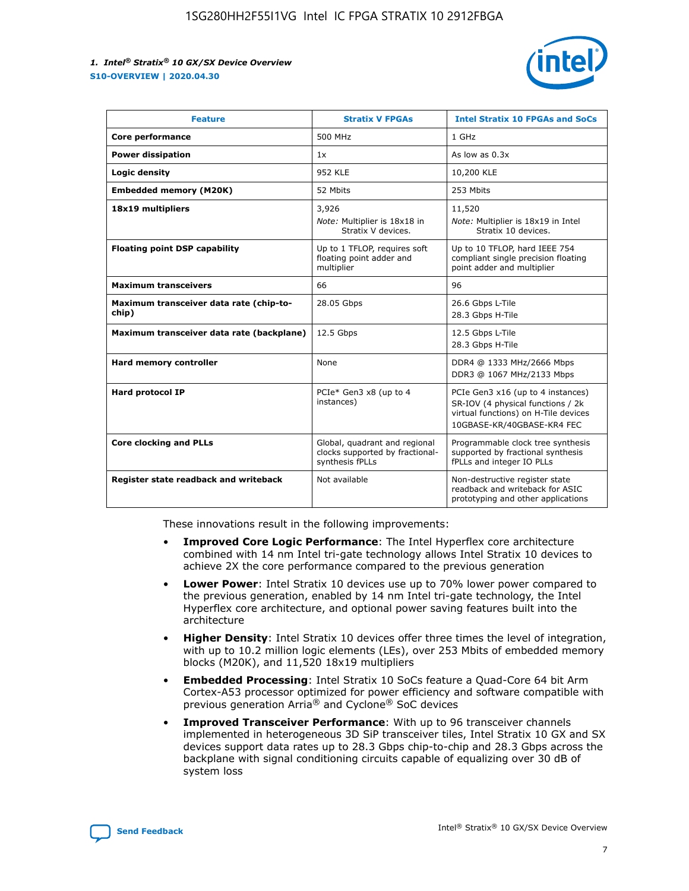| Feature | Stratix V FPGAs | Intel Stratix 10 FPGAs and SoCs |
| --- | --- | --- |
| **Core performance** | 500 MHz | 1 GHz |
| **Power dissipation** | 1x | As low as 0.3x |
| **Logic density** | 952 KLE | 10,200 KLE |
| **Embedded memory (M20K)** | 52 Mbits | 253 Mbits |
| **18x19 multipliers** | 3,926<br>*Note:* Multiplier is 18x18 in Stratix V devices. | 11,520<br>*Note:* Multiplier is 18x19 in Intel Stratix 10 devices. |
| **Floating point DSP capability** | Up to 1 TFLOP, requires soft floating point adder and multiplier | Up to 10 TFLOP, hard IEEE 754 compliant single precision floating point adder and multiplier |
| **Maximum transceivers** | 66 | 96 |
| **Maximum transceiver data rate (chip-to-chip)** | 28.05 Gbps | 26.6 Gbps L-Tile<br>28.3 Gbps H-Tile |
| **Maximum transceiver data rate (backplane)** | 12.5 Gbps | 12.5 Gbps L-Tile<br>28.3 Gbps H-Tile |
| **Hard memory controller** | None | DDR4 @ 1333 MHz/2666 Mbps<br>DDR3 @ 1067 MHz/2133 Mbps |
| **Hard protocol IP** | PCIe* Gen3 x8 (up to 4 instances) | PCIe Gen3 x16 (up to 4 instances)<br>SR-IOV (4 physical functions / 2k virtual functions) on H-Tile devices<br>10GBASE-KR/40GBASE-KR4 FEC |
| **Core clocking and PLLs** | Global, quadrant and regional clocks supported by fractional-synthesis fPLLs | Programmable clock tree synthesis supported by fractional synthesis fPLLs and integer IO PLLs |
| **Register state readback and writeback** | Not available | Non-destructive register state readback and writeback for ASIC prototyping and other applications |

These innovations result in the following improvements:

- **Improved Core Logic Performance**: The Intel Hyperflex core architecture combined with 14 nm Intel tri-gate technology allows Intel Stratix 10 devices to achieve 2X the core performance compared to the previous generation
- **Lower Power**: Intel Stratix 10 devices use up to 70% lower power compared to the previous generation, enabled by 14 nm Intel tri-gate technology, the Intel Hyperflex core architecture, and optional power saving features built into the architecture
- **Higher Density**: Intel Stratix 10 devices offer three times the level of integration, with up to 10.2 million logic elements (LEs), over 253 Mbits of embedded memory blocks (M20K), and 11,520 18x19 multipliers
- **Embedded Processing**: Intel Stratix 10 SoCs feature a Quad-Core 64 bit Arm Cortex-A53 processor optimized for power efficiency and software compatible with previous generation Arria® and Cyclone® SoC devices
- **Improved Transceiver Performance**: With up to 96 transceiver channels implemented in heterogeneous 3D SiP transceiver tiles, Intel Stratix 10 GX and SX devices support data rates up to 28.3 Gbps chip-to-chip and 28.3 Gbps across the backplane with signal conditioning circuits capable of equalizing over 30 dB of system loss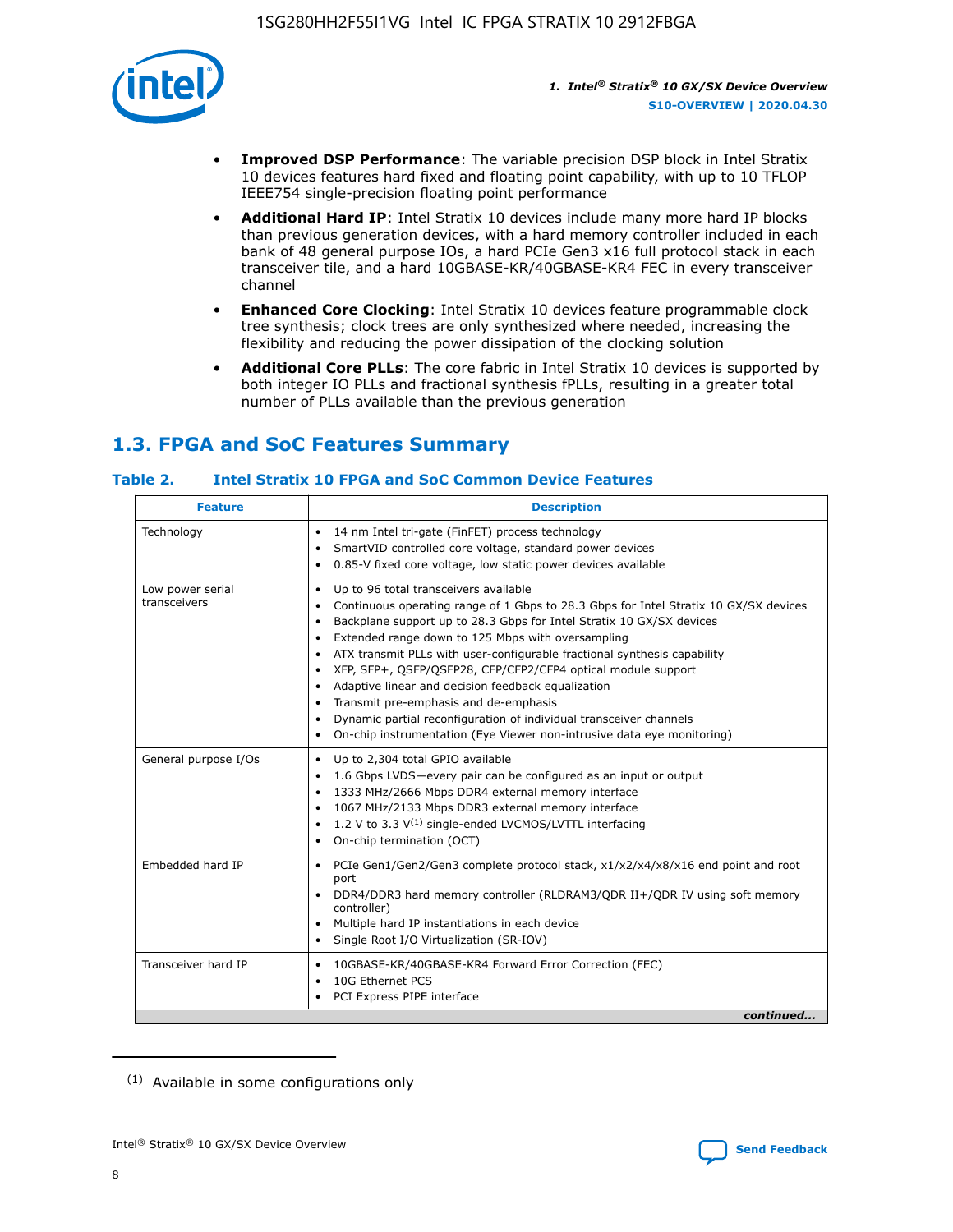- **Improved DSP Performance**: The variable precision DSP block in Intel Stratix 10 devices features hard fixed and floating point capability, with up to 10 TFLOP IEEE754 single-precision floating point performance
- **Additional Hard IP**: Intel Stratix 10 devices include many more hard IP blocks than previous generation devices, with a hard memory controller included in each bank of 48 general purpose IOs, a hard PCIe Gen3 x16 full protocol stack in each transceiver tile, and a hard 10GBASE-KR/40GBASE-KR4 FEC in every transceiver channel
- **Enhanced Core Clocking**: Intel Stratix 10 devices feature programmable clock tree synthesis; clock trees are only synthesized where needed, increasing the flexibility and reducing the power dissipation of the clocking solution
- **Additional Core PLLs**: The core fabric in Intel Stratix 10 devices is supported by both integer IO PLLs and fractional synthesis fPLLs, resulting in a greater total number of PLLs available than the previous generation

## 1.3. FPGA and SoC Features Summary

### Table 2. Intel Stratix 10 FPGA and SoC Common Device Features

| Feature | Description |
| --- | --- |
| Technology | • 14 nm Intel tri-gate (FinFET) process technology<br>• SmartVID controlled core voltage, standard power devices<br>• 0.85-V fixed core voltage, low static power devices available |
| Low power serial transceivers | • Up to 96 total transceivers available<br>• Continuous operating range of 1 Gbps to 28.3 Gbps for Intel Stratix 10 GX/SX devices<br>• Backplane support up to 28.3 Gbps for Intel Stratix 10 GX/SX devices<br>• Extended range down to 125 Mbps with oversampling<br>• ATX transmit PLLs with user-configurable fractional synthesis capability<br>• XFP, SFP+, QSFP/QSFP28, CFP/CFP2/CFP4 optical module support<br>• Adaptive linear and decision feedback equalization<br>• Transmit pre-emphasis and de-emphasis<br>• Dynamic partial reconfiguration of individual transceiver channels<br>• On-chip instrumentation (Eye Viewer non-intrusive data eye monitoring) |
| General purpose I/Os | • Up to 2,304 total GPIO available<br>• 1.6 Gbps LVDS—every pair can be configured as an input or output<br>• 1333 MHz/2666 Mbps DDR4 external memory interface<br>• 1067 MHz/2133 Mbps DDR3 external memory interface<br>• 1.2 V to 3.3 V(1) single-ended LVCMOS/LVTTL interfacing<br>• On-chip termination (OCT) |
| Embedded hard IP | • PCIe Gen1/Gen2/Gen3 complete protocol stack, x1/x2/x4/x8/x16 end point and root port<br>• DDR4/DDR3 hard memory controller (RLDRAM3/QDR II+/QDR IV using soft memory controller)<br>• Multiple hard IP instantiations in each device<br>• Single Root I/O Virtualization (SR-IOV) |
| Transceiver hard IP | • 10GBASE-KR/40GBASE-KR4 Forward Error Correction (FEC)<br>• 10G Ethernet PCS<br>• PCI Express PIPE interface |

*continued...*

(1) Available in some configurations only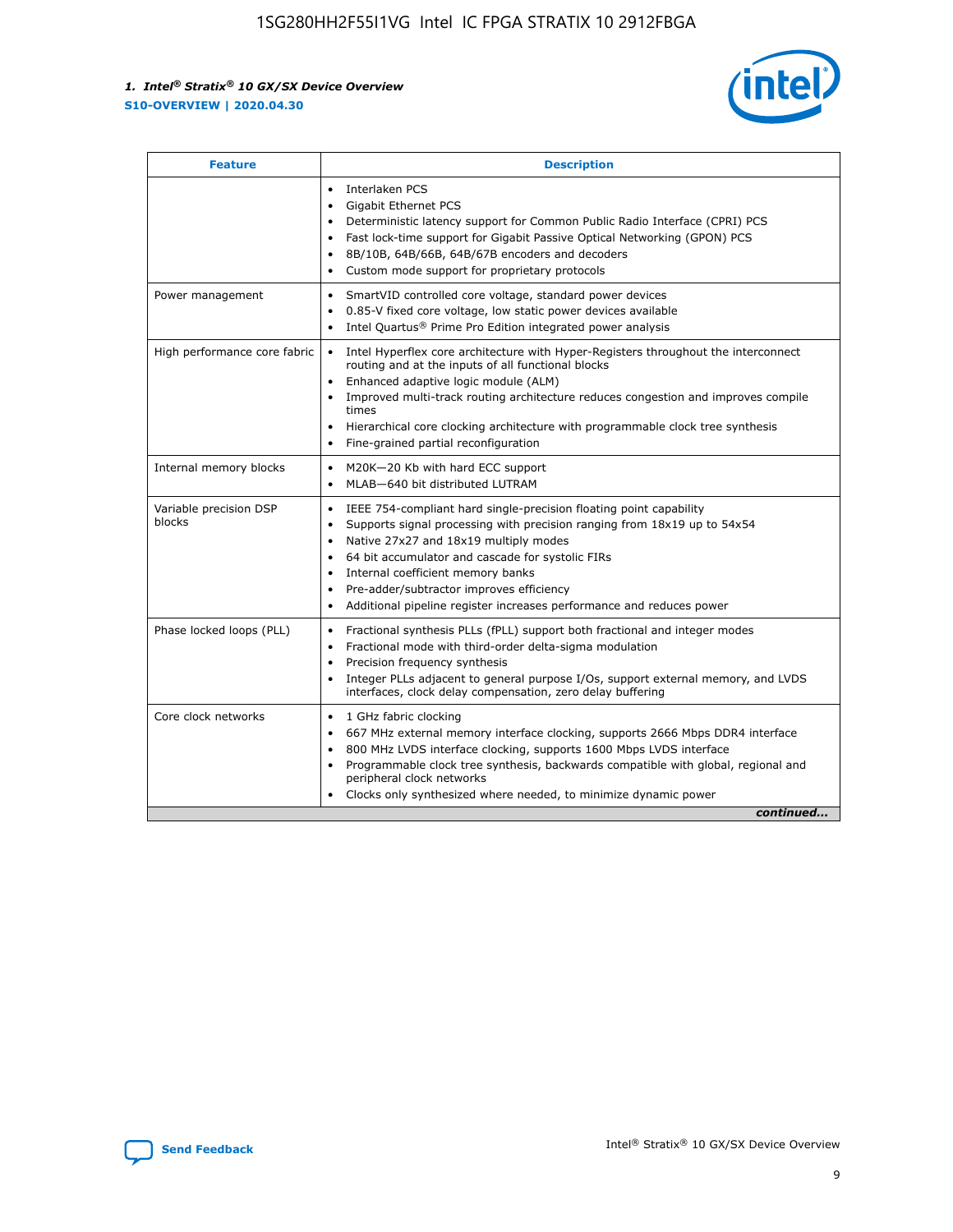| Feature | Description |
| --- | --- |
| | • Interlaken PCS<br>• Gigabit Ethernet PCS<br>• Deterministic latency support for Common Public Radio Interface (CPRI) PCS<br>• Fast lock-time support for Gigabit Passive Optical Networking (GPON) PCS<br>• 8B/10B, 64B/66B, 64B/67B encoders and decoders<br>• Custom mode support for proprietary protocols |
| Power management | • SmartVID controlled core voltage, standard power devices<br>• 0.85-V fixed core voltage, low static power devices available<br>• Intel Quartus® Prime Pro Edition integrated power analysis |
| High performance core fabric | • Intel Hyperflex core architecture with Hyper-Registers throughout the interconnect routing and at the inputs of all functional blocks<br>• Enhanced adaptive logic module (ALM)<br>• Improved multi-track routing architecture reduces congestion and improves compile times<br>• Hierarchical core clocking architecture with programmable clock tree synthesis<br>• Fine-grained partial reconfiguration |
| Internal memory blocks | • M20K—20 Kb with hard ECC support<br>• MLAB—640 bit distributed LUTRAM |
| Variable precision DSP blocks | • IEEE 754-compliant hard single-precision floating point capability<br>• Supports signal processing with precision ranging from 18x19 up to 54x54<br>• Native 27x27 and 18x19 multiply modes<br>• 64 bit accumulator and cascade for systolic FIRs<br>• Internal coefficient memory banks<br>• Pre-adder/subtractor improves efficiency<br>• Additional pipeline register increases performance and reduces power |
| Phase locked loops (PLL) | • Fractional synthesis PLLs (fPLL) support both fractional and integer modes<br>• Fractional mode with third-order delta-sigma modulation<br>• Precision frequency synthesis<br>• Integer PLLs adjacent to general purpose I/Os, support external memory, and LVDS interfaces, clock delay compensation, zero delay buffering |
| Core clock networks | • 1 GHz fabric clocking<br>• 667 MHz external memory interface clocking, supports 2666 Mbps DDR4 interface<br>• 800 MHz LVDS interface clocking, supports 1600 Mbps LVDS interface<br>• Programmable clock tree synthesis, backwards compatible with global, regional and peripheral clock networks<br>• Clocks only synthesized where needed, to minimize dynamic power |

*continued...*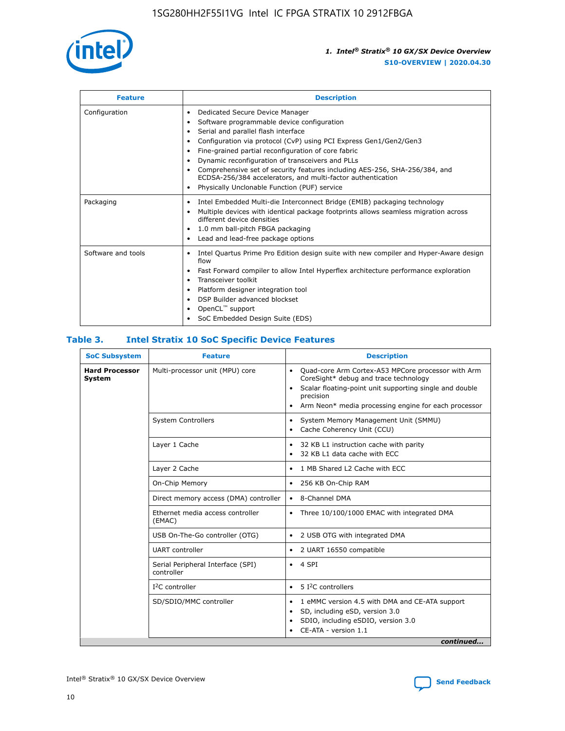| Feature | Description |
| --- | --- |
| Configuration | • Dedicated Secure Device Manager<br>• Software programmable device configuration<br>• Serial and parallel flash interface<br>• Configuration via protocol (CvP) using PCI Express Gen1/Gen2/Gen3<br>• Fine-grained partial reconfiguration of core fabric<br>• Dynamic reconfiguration of transceivers and PLLs<br>• Comprehensive set of security features including AES-256, SHA-256/384, and ECDSA-256/384 accelerators, and multi-factor authentication<br>• Physically Unclonable Function (PUF) service |
| Packaging | • Intel Embedded Multi-die Interconnect Bridge (EMIB) packaging technology<br>• Multiple devices with identical package footprints allows seamless migration across different device densities<br>• 1.0 mm ball-pitch FBGA packaging<br>• Lead and lead-free package options |
| Software and tools | • Intel Quartus Prime Pro Edition design suite with new compiler and Hyper-Aware design flow<br>• Fast Forward compiler to allow Intel Hyperflex architecture performance exploration<br>• Transceiver toolkit<br>• Platform designer integration tool<br>• DSP Builder advanced blockset<br>• OpenCL™ support<br>• SoC Embedded Design Suite (EDS) |

## Table 3. Intel Stratix 10 SoC Specific Device Features

| SoC Subsystem | Feature | Description |
| --- | --- | --- |
| **Hard Processor System** | Multi-processor unit (MPU) core | • Quad-core Arm Cortex-A53 MPCore processor with Arm CoreSight* debug and trace technology<br>• Scalar floating-point unit supporting single and double precision<br>• Arm Neon* media processing engine for each processor |
| | System Controllers | • System Memory Management Unit (SMMU)<br>• Cache Coherency Unit (CCU) |
| | Layer 1 Cache | • 32 KB L1 instruction cache with parity<br>• 32 KB L1 data cache with ECC |
| | Layer 2 Cache | • 1 MB Shared L2 Cache with ECC |
| | On-Chip Memory | • 256 KB On-Chip RAM |
| | Direct memory access (DMA) controller | • 8-Channel DMA |
| | Ethernet media access controller (EMAC) | • Three 10/100/1000 EMAC with integrated DMA |
| | USB On-The-Go controller (OTG) | • 2 USB OTG with integrated DMA |
| | UART controller | • 2 UART 16550 compatible |
| | Serial Peripheral Interface (SPI) controller | • 4 SPI |
| | I²C controller | • 5 I²C controllers |
| | SD/SDIO/MMC controller | • 1 eMMC version 4.5 with DMA and CE-ATA support<br>• SD, including eSD, version 3.0<br>• SDIO, including eSDIO, version 3.0<br>• CE-ATA - version 1.1 |

*continued...*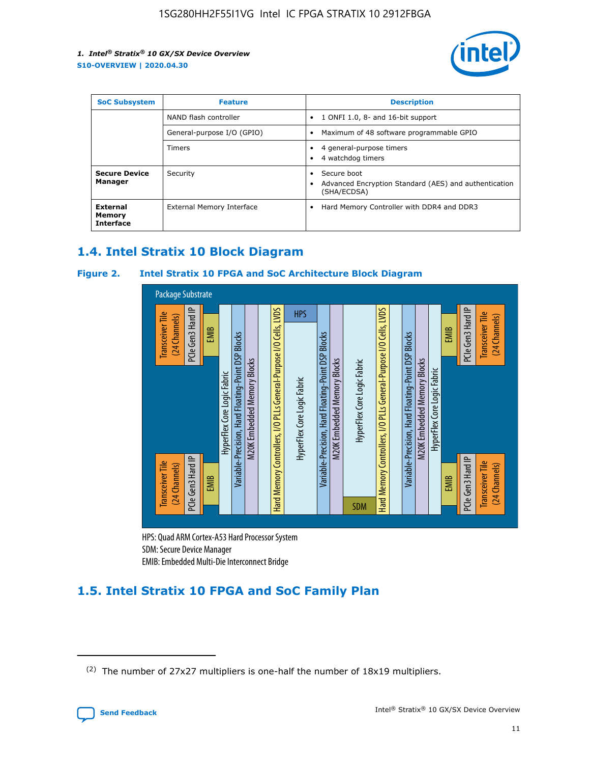| SoC Subsystem | Feature | Description |
| --- | --- | --- |
| | NAND flash controller | • 1 ONFI 1.0, 8- and 16-bit support |
| | General-purpose I/O (GPIO) | • Maximum of 48 software programmable GPIO |
| | Timers | • 4 general-purpose timers<br>• 4 watchdog timers |
| **Secure Device Manager** | Security | • Secure boot<br>• Advanced Encryption Standard (AES) and authentication (SHA/ECDSA) |
| **External Memory Interface** | External Memory Interface | • Hard Memory Controller with DDR4 and DDR3 |

## 1.4. Intel Stratix 10 Block Diagram

**Figure 2. Intel Stratix 10 FPGA and SoC Architecture Block Diagram**

Package Substrate

Transceiver Tile (24 Channels) | PCIe Gen3 Hard IP | EMIB | HyperFlex Core Logic Fabric | Variable-Precision, Hard Floating-Point DSP Blocks | M20K Embedded Memory Blocks | Hard Memory Controllers, I/O PLLs General-Purpose I/O Cells, LVDS | HPS | HyperFlex Core Logic Fabric | Variable-Precision, Hard Floating-Point DSP Blocks | M20K Embedded Memory Blocks | HyperFlex Core Logic Fabric | SDM | Hard Memory Controllers, I/O PLLs General-Purpose I/O Cells, LVDS | Variable-Precision, Hard Floating-Point DSP Blocks | M20K Embedded Memory Blocks | HyperFlex Core Logic Fabric | EMIB | PCIe Gen3 Hard IP | Transceiver Tile (24 Channels)

HPS: Quad ARM Cortex-A53 Hard Processor System
SDM: Secure Device Manager
EMIB: Embedded Multi-Die Interconnect Bridge

## 1.5. Intel Stratix 10 FPGA and SoC Family Plan

(2) The number of 27x27 multipliers is one-half the number of 18x19 multipliers.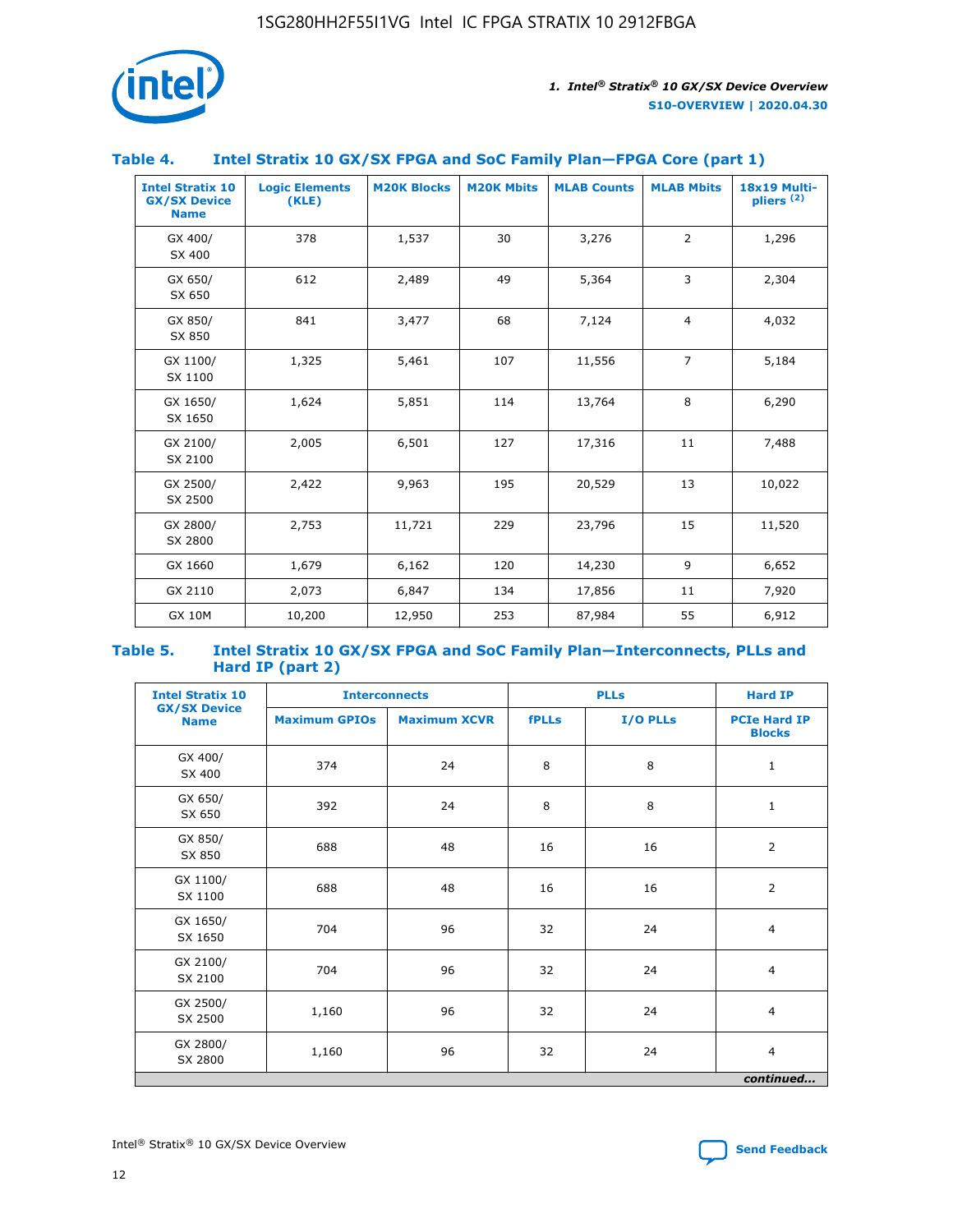### Table 4. Intel Stratix 10 GX/SX FPGA and SoC Family Plan—FPGA Core (part 1)

| Intel Stratix 10 GX/SX Device Name | Logic Elements (KLE) | M20K Blocks | M20K Mbits | MLAB Counts | MLAB Mbits | 18x19 Multipliers (2) |
|---|---|---|---|---|---|---|
| GX 400/ SX 400 | 378 | 1,537 | 30 | 3,276 | 2 | 1,296 |
| GX 650/ SX 650 | 612 | 2,489 | 49 | 5,364 | 3 | 2,304 |
| GX 850/ SX 850 | 841 | 3,477 | 68 | 7,124 | 4 | 4,032 |
| GX 1100/ SX 1100 | 1,325 | 5,461 | 107 | 11,556 | 7 | 5,184 |
| GX 1650/ SX 1650 | 1,624 | 5,851 | 114 | 13,764 | 8 | 6,290 |
| GX 2100/ SX 2100 | 2,005 | 6,501 | 127 | 17,316 | 11 | 7,488 |
| GX 2500/ SX 2500 | 2,422 | 9,963 | 195 | 20,529 | 13 | 10,022 |
| GX 2800/ SX 2800 | 2,753 | 11,721 | 229 | 23,796 | 15 | 11,520 |
| GX 1660 | 1,679 | 6,162 | 120 | 14,230 | 9 | 6,652 |
| GX 2110 | 2,073 | 6,847 | 134 | 17,856 | 11 | 7,920 |
| GX 10M | 10,200 | 12,950 | 253 | 87,984 | 55 | 6,912 |

### Table 5. Intel Stratix 10 GX/SX FPGA and SoC Family Plan—Interconnects, PLLs and Hard IP (part 2)

| Intel Stratix 10 GX/SX Device Name | Interconnects | | PLLs | | Hard IP |
|---|---|---|---|---|---|
| | Maximum GPIOs | Maximum XCVR | fPLLs | I/O PLLs | PCIe Hard IP Blocks |
| GX 400/ SX 400 | 374 | 24 | 8 | 8 | 1 |
| GX 650/ SX 650 | 392 | 24 | 8 | 8 | 1 |
| GX 850/ SX 850 | 688 | 48 | 16 | 16 | 2 |
| GX 1100/ SX 1100 | 688 | 48 | 16 | 16 | 2 |
| GX 1650/ SX 1650 | 704 | 96 | 32 | 24 | 4 |
| GX 2100/ SX 2100 | 704 | 96 | 32 | 24 | 4 |
| GX 2500/ SX 2500 | 1,160 | 96 | 32 | 24 | 4 |
| GX 2800/ SX 2800 | 1,160 | 96 | 32 | 24 | 4 |

*continued...*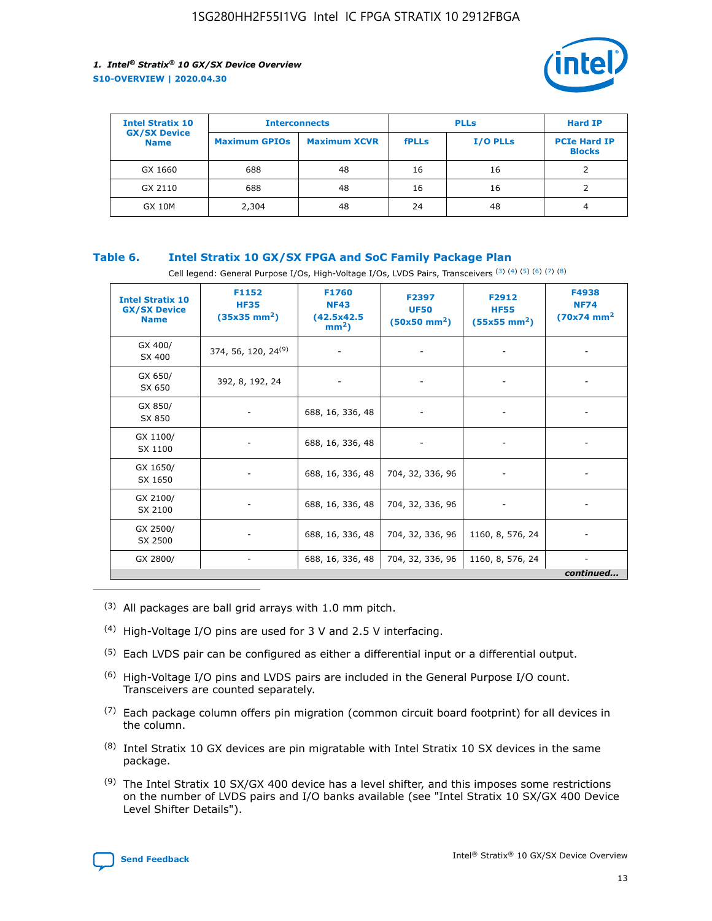| Intel Stratix 10 GX/SX Device Name | Interconnects | | PLLs | | Hard IP |
|---|---|---|---|---|---|
| | Maximum GPIOs | Maximum XCVR | fPLLs | I/O PLLs | PCIe Hard IP Blocks |
| GX 1660 | 688 | 48 | 16 | 16 | 2 |
| GX 2110 | 688 | 48 | 16 | 16 | 2 |
| GX 10M | 2,304 | 48 | 24 | 48 | 4 |

### Table 6. Intel Stratix 10 GX/SX FPGA and SoC Family Package Plan

Cell legend: General Purpose I/Os, High-Voltage I/Os, LVDS Pairs, Transceivers (3) (4) (5) (6) (7) (8)

| Intel Stratix 10 GX/SX Device Name | F1152 HF35 (35x35 mm²) | F1760 NF43 (42.5x42.5 mm²) | F2397 UF50 (50x50 mm²) | F2912 HF55 (55x55 mm²) | F4938 NF74 (70x74 mm²) |
|---|---|---|---|---|---|
| GX 400/ SX 400 | 374, 56, 120, 24(9) | - | - | - | - |
| GX 650/ SX 650 | 392, 8, 192, 24 | - | - | - | - |
| GX 850/ SX 850 | - | 688, 16, 336, 48 | - | - | - |
| GX 1100/ SX 1100 | - | 688, 16, 336, 48 | - | - | - |
| GX 1650/ SX 1650 | - | 688, 16, 336, 48 | 704, 32, 336, 96 | - | - |
| GX 2100/ SX 2100 | - | 688, 16, 336, 48 | 704, 32, 336, 96 | - | - |
| GX 2500/ SX 2500 | - | 688, 16, 336, 48 | 704, 32, 336, 96 | 1160, 8, 576, 24 | - |
| GX 2800/ | - | 688, 16, 336, 48 | 704, 32, 336, 96 | 1160, 8, 576, 24 | - |

*continued...*

(3) All packages are ball grid arrays with 1.0 mm pitch.

(4) High-Voltage I/O pins are used for 3 V and 2.5 V interfacing.

(5) Each LVDS pair can be configured as either a differential input or a differential output.

(6) High-Voltage I/O pins and LVDS pairs are included in the General Purpose I/O count. Transceivers are counted separately.

(7) Each package column offers pin migration (common circuit board footprint) for all devices in the column.

(8) Intel Stratix 10 GX devices are pin migratable with Intel Stratix 10 SX devices in the same package.

(9) The Intel Stratix 10 SX/GX 400 device has a level shifter, and this imposes some restrictions on the number of LVDS pairs and I/O banks available (see "Intel Stratix 10 SX/GX 400 Device Level Shifter Details").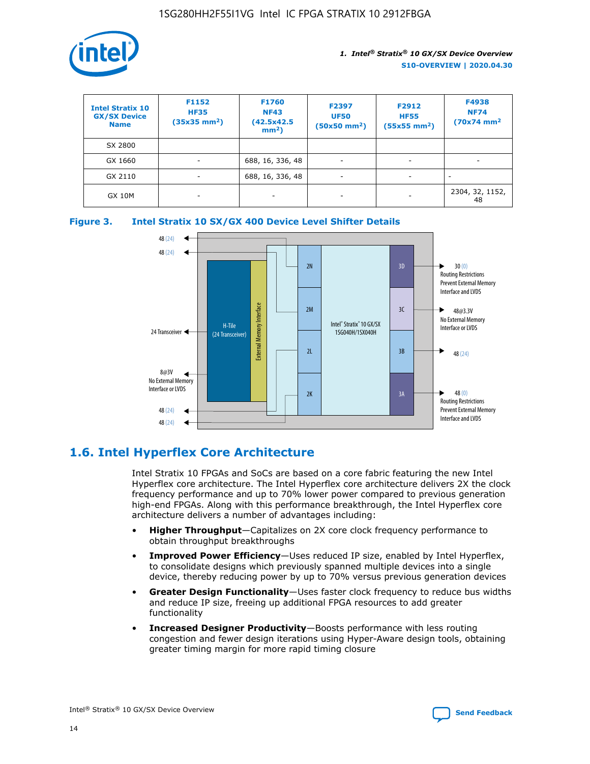| Intel Stratix 10 GX/SX Device Name | F1152 HF35 (35x35 mm²) | F1760 NF43 (42.5x42.5 mm²) | F2397 UF50 (50x50 mm²) | F2912 HF55 (55x55 mm²) | F4938 NF74 (70x74 mm² |
|---|---|---|---|---|---|
| SX 2800 | | | | | |
| GX 1660 | - | 688, 16, 336, 48 | - | - | - |
| GX 2110 | - | 688, 16, 336, 48 | - | - | - |
| GX 10M | - | - | - | - | 2304, 32, 1152, 48 |

**Figure 3. Intel Stratix 10 SX/GX 400 Device Level Shifter Details**

## 1.6. Intel Hyperflex Core Architecture

Intel Stratix 10 FPGAs and SoCs are based on a core fabric featuring the new Intel Hyperflex core architecture. The Intel Hyperflex core architecture delivers 2X the clock frequency performance and up to 70% lower power compared to previous generation high-end FPGAs. Along with this performance breakthrough, the Intel Hyperflex core architecture delivers a number of advantages including:

- **Higher Throughput**—Capitalizes on 2X core clock frequency performance to obtain throughput breakthroughs
- **Improved Power Efficiency**—Uses reduced IP size, enabled by Intel Hyperflex, to consolidate designs which previously spanned multiple devices into a single device, thereby reducing power by up to 70% versus previous generation devices
- **Greater Design Functionality**—Uses faster clock frequency to reduce bus widths and reduce IP size, freeing up additional FPGA resources to add greater functionality
- **Increased Designer Productivity**—Boosts performance with less routing congestion and fewer design iterations using Hyper-Aware design tools, obtaining greater timing margin for more rapid timing closure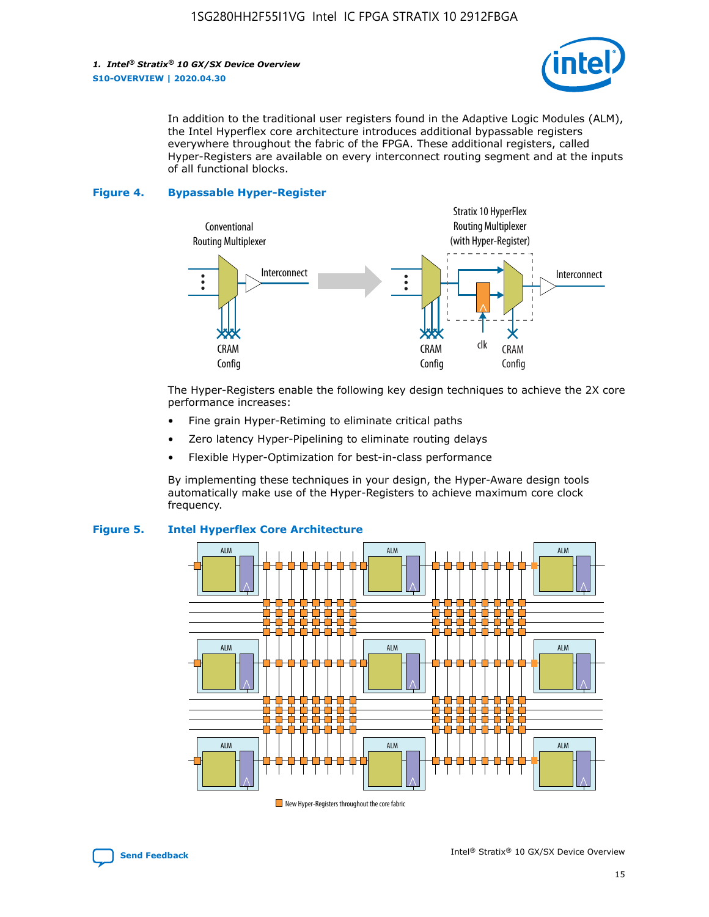In addition to the traditional user registers found in the Adaptive Logic Modules (ALM), the Intel Hyperflex core architecture introduces additional bypassable registers everywhere throughout the fabric of the FPGA. These additional registers, called Hyper-Registers are available on every interconnect routing segment and at the inputs of all functional blocks.

**Figure 4. Bypassable Hyper-Register**

The Hyper-Registers enable the following key design techniques to achieve the 2X core performance increases:

- Fine grain Hyper-Retiming to eliminate critical paths
- Zero latency Hyper-Pipelining to eliminate routing delays
- Flexible Hyper-Optimization for best-in-class performance

By implementing these techniques in your design, the Hyper-Aware design tools automatically make use of the Hyper-Registers to achieve maximum core clock frequency.

**Figure 5. Intel Hyperflex Core Architecture**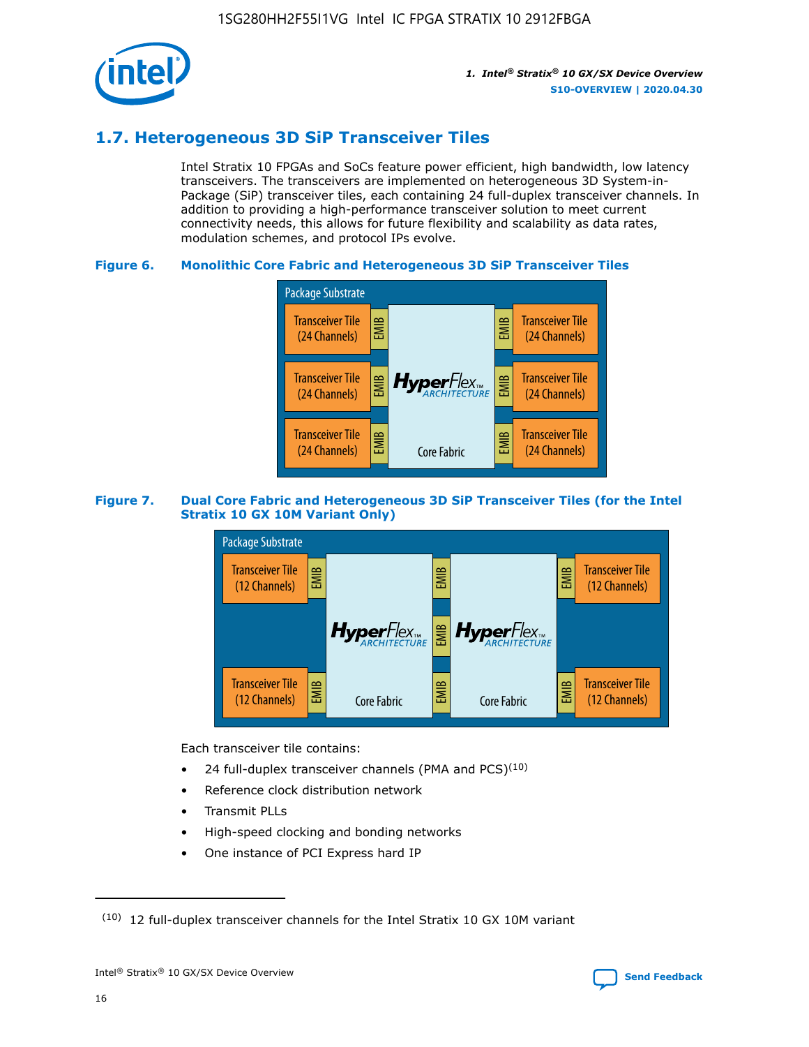## 1.7. Heterogeneous 3D SiP Transceiver Tiles

Intel Stratix 10 FPGAs and SoCs feature power efficient, high bandwidth, low latency transceivers. The transceivers are implemented on heterogeneous 3D System-in-Package (SiP) transceiver tiles, each containing 24 full-duplex transceiver channels. In addition to providing a high-performance transceiver solution to meet current connectivity needs, this allows for future flexibility and scalability as data rates, modulation schemes, and protocol IPs evolve.

**Figure 6. Monolithic Core Fabric and Heterogeneous 3D SiP Transceiver Tiles**

**Figure 7. Dual Core Fabric and Heterogeneous 3D SiP Transceiver Tiles (for the Intel Stratix 10 GX 10M Variant Only)**

Each transceiver tile contains:

- 24 full-duplex transceiver channels (PMA and PCS)[10]
- Reference clock distribution network
- Transmit PLLs
- High-speed clocking and bonding networks
- One instance of PCI Express hard IP

[10] 12 full-duplex transceiver channels for the Intel Stratix 10 GX 10M variant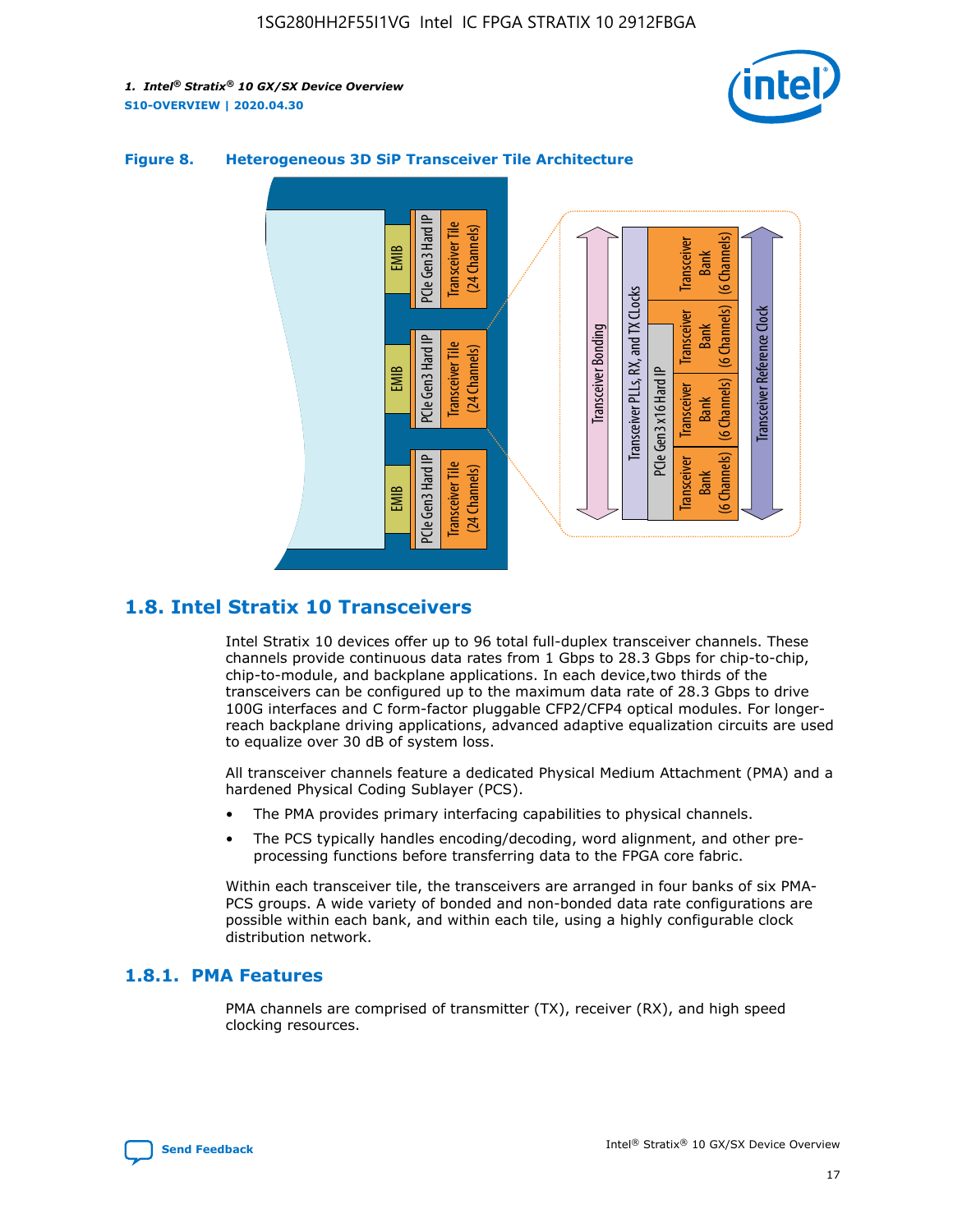**Figure 8. Heterogeneous 3D SiP Transceiver Tile Architecture**

## 1.8. Intel Stratix 10 Transceivers

Intel Stratix 10 devices offer up to 96 total full-duplex transceiver channels. These channels provide continuous data rates from 1 Gbps to 28.3 Gbps for chip-to-chip, chip-to-module, and backplane applications. In each device,two thirds of the transceivers can be configured up to the maximum data rate of 28.3 Gbps to drive 100G interfaces and C form-factor pluggable CFP2/CFP4 optical modules. For longer-reach backplane driving applications, advanced adaptive equalization circuits are used to equalize over 30 dB of system loss.

All transceiver channels feature a dedicated Physical Medium Attachment (PMA) and a hardened Physical Coding Sublayer (PCS).

- The PMA provides primary interfacing capabilities to physical channels.
- The PCS typically handles encoding/decoding, word alignment, and other pre-processing functions before transferring data to the FPGA core fabric.

Within each transceiver tile, the transceivers are arranged in four banks of six PMA-PCS groups. A wide variety of bonded and non-bonded data rate configurations are possible within each bank, and within each tile, using a highly configurable clock distribution network.

### 1.8.1. PMA Features

PMA channels are comprised of transmitter (TX), receiver (RX), and high speed clocking resources.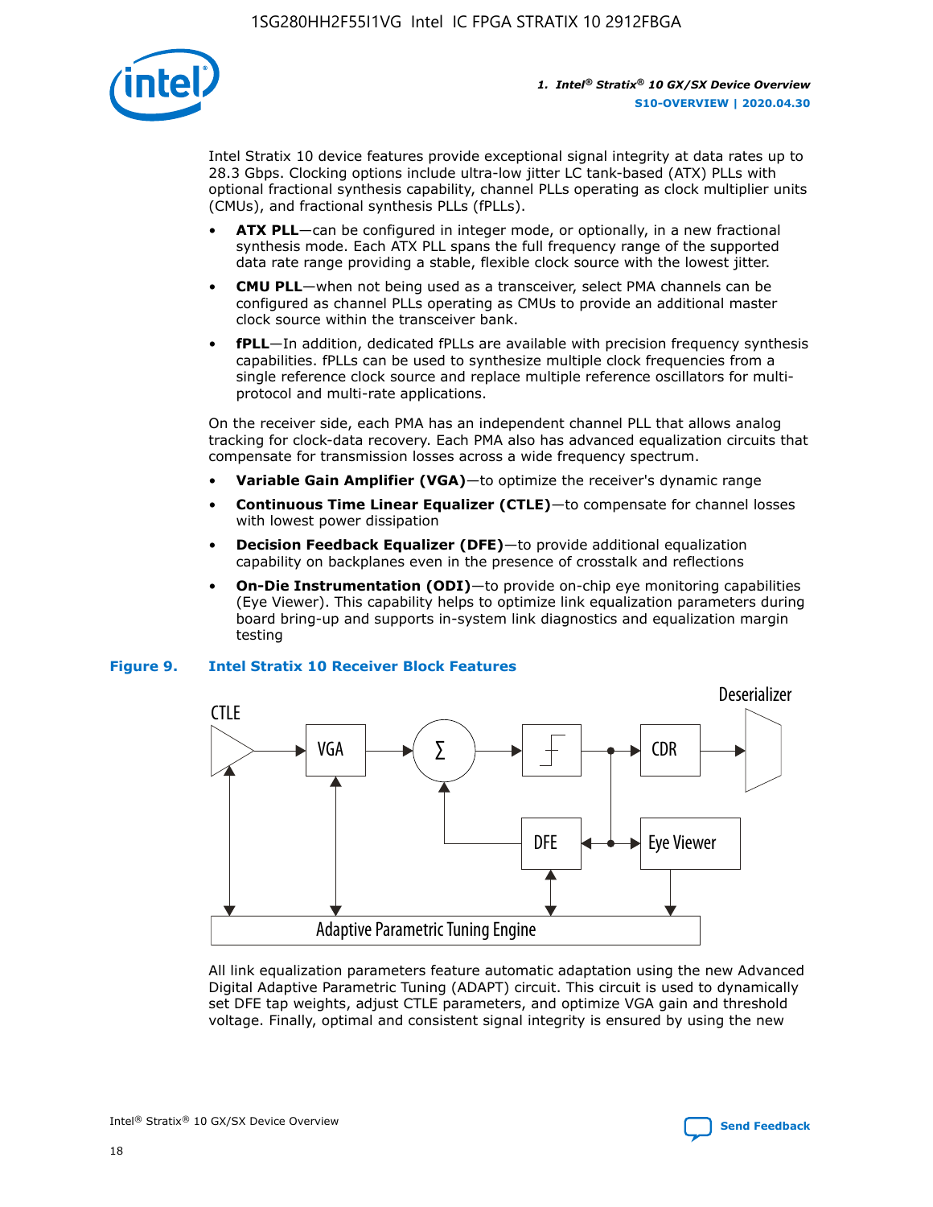Intel Stratix 10 device features provide exceptional signal integrity at data rates up to 28.3 Gbps. Clocking options include ultra-low jitter LC tank-based (ATX) PLLs with optional fractional synthesis capability, channel PLLs operating as clock multiplier units (CMUs), and fractional synthesis PLLs (fPLLs).

- **ATX PLL**—can be configured in integer mode, or optionally, in a new fractional synthesis mode. Each ATX PLL spans the full frequency range of the supported data rate range providing a stable, flexible clock source with the lowest jitter.
- **CMU PLL**—when not being used as a transceiver, select PMA channels can be configured as channel PLLs operating as CMUs to provide an additional master clock source within the transceiver bank.
- **fPLL**—In addition, dedicated fPLLs are available with precision frequency synthesis capabilities. fPLLs can be used to synthesize multiple clock frequencies from a single reference clock source and replace multiple reference oscillators for multi-protocol and multi-rate applications.

On the receiver side, each PMA has an independent channel PLL that allows analog tracking for clock-data recovery. Each PMA also has advanced equalization circuits that compensate for transmission losses across a wide frequency spectrum.

- **Variable Gain Amplifier (VGA)**—to optimize the receiver's dynamic range
- **Continuous Time Linear Equalizer (CTLE)**—to compensate for channel losses with lowest power dissipation
- **Decision Feedback Equalizer (DFE)**—to provide additional equalization capability on backplanes even in the presence of crosstalk and reflections
- **On-Die Instrumentation (ODI)**—to provide on-chip eye monitoring capabilities (Eye Viewer). This capability helps to optimize link equalization parameters during board bring-up and supports in-system link diagnostics and equalization margin testing

**Figure 9. Intel Stratix 10 Receiver Block Features**

All link equalization parameters feature automatic adaptation using the new Advanced Digital Adaptive Parametric Tuning (ADAPT) circuit. This circuit is used to dynamically set DFE tap weights, adjust CTLE parameters, and optimize VGA gain and threshold voltage. Finally, optimal and consistent signal integrity is ensured by using the new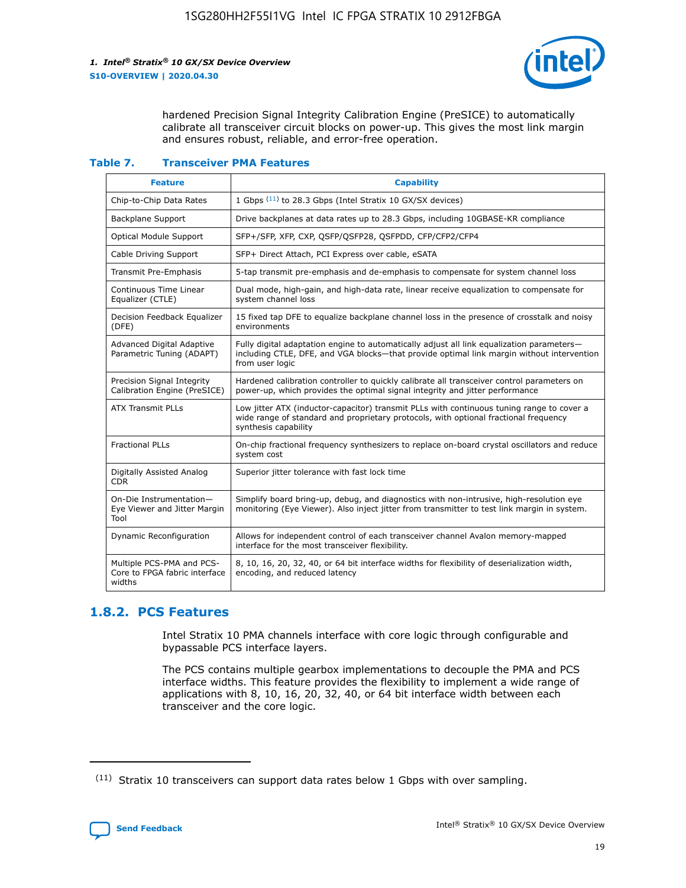hardened Precision Signal Integrity Calibration Engine (PreSICE) to automatically calibrate all transceiver circuit blocks on power-up. This gives the most link margin and ensures robust, reliable, and error-free operation.

**Table 7. Transceiver PMA Features**

| Feature | Capability |
| --- | --- |
| Chip-to-Chip Data Rates | 1 Gbps [11] to 28.3 Gbps (Intel Stratix 10 GX/SX devices) |
| Backplane Support | Drive backplanes at data rates up to 28.3 Gbps, including 10GBASE-KR compliance |
| Optical Module Support | SFP+/SFP, XFP, CXP, QSFP/QSFP28, QSFPDD, CFP/CFP2/CFP4 |
| Cable Driving Support | SFP+ Direct Attach, PCI Express over cable, eSATA |
| Transmit Pre-Emphasis | 5-tap transmit pre-emphasis and de-emphasis to compensate for system channel loss |
| Continuous Time Linear Equalizer (CTLE) | Dual mode, high-gain, and high-data rate, linear receive equalization to compensate for system channel loss |
| Decision Feedback Equalizer (DFE) | 15 fixed tap DFE to equalize backplane channel loss in the presence of crosstalk and noisy environments |
| Advanced Digital Adaptive Parametric Tuning (ADAPT) | Fully digital adaptation engine to automatically adjust all link equalization parameters—including CTLE, DFE, and VGA blocks—that provide optimal link margin without intervention from user logic |
| Precision Signal Integrity Calibration Engine (PreSICE) | Hardened calibration controller to quickly calibrate all transceiver control parameters on power-up, which provides the optimal signal integrity and jitter performance |
| ATX Transmit PLLs | Low jitter ATX (inductor-capacitor) transmit PLLs with continuous tuning range to cover a wide range of standard and proprietary protocols, with optional fractional frequency synthesis capability |
| Fractional PLLs | On-chip fractional frequency synthesizers to replace on-board crystal oscillators and reduce system cost |
| Digitally Assisted Analog CDR | Superior jitter tolerance with fast lock time |
| On-Die Instrumentation—Eye Viewer and Jitter Margin Tool | Simplify board bring-up, debug, and diagnostics with non-intrusive, high-resolution eye monitoring (Eye Viewer). Also inject jitter from transmitter to test link margin in system. |
| Dynamic Reconfiguration | Allows for independent control of each transceiver channel Avalon memory-mapped interface for the most transceiver flexibility. |
| Multiple PCS-PMA and PCS-Core to FPGA fabric interface widths | 8, 10, 16, 20, 32, 40, or 64 bit interface widths for flexibility of deserialization width, encoding, and reduced latency |

## 1.8.2. PCS Features

Intel Stratix 10 PMA channels interface with core logic through configurable and bypassable PCS interface layers.

The PCS contains multiple gearbox implementations to decouple the PMA and PCS interface widths. This feature provides the flexibility to implement a wide range of applications with 8, 10, 16, 20, 32, 40, or 64 bit interface width between each transceiver and the core logic.

[11] Stratix 10 transceivers can support data rates below 1 Gbps with over sampling.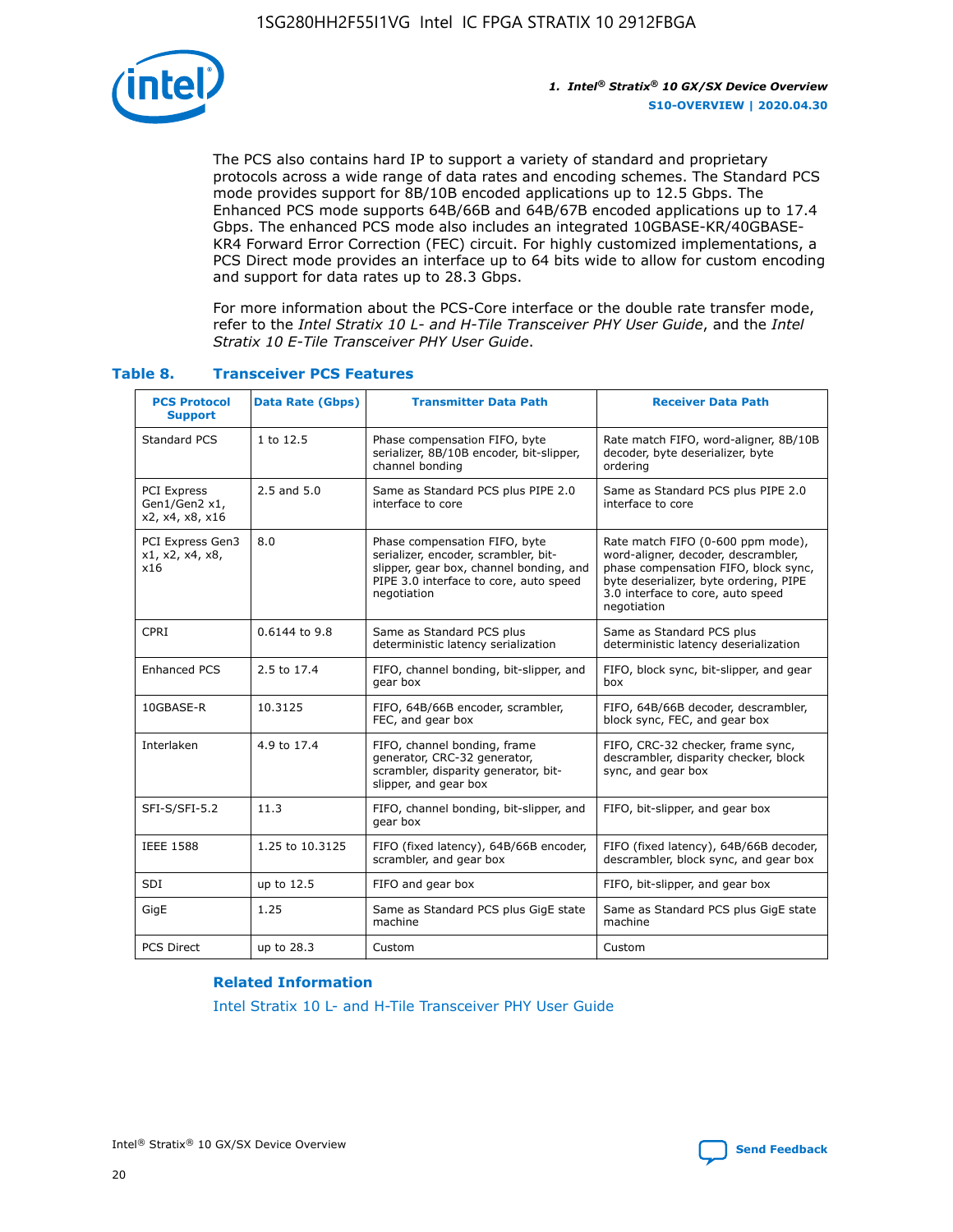The PCS also contains hard IP to support a variety of standard and proprietary protocols across a wide range of data rates and encoding schemes. The Standard PCS mode provides support for 8B/10B encoded applications up to 12.5 Gbps. The Enhanced PCS mode supports 64B/66B and 64B/67B encoded applications up to 17.4 Gbps. The enhanced PCS mode also includes an integrated 10GBASE-KR/40GBASE-KR4 Forward Error Correction (FEC) circuit. For highly customized implementations, a PCS Direct mode provides an interface up to 64 bits wide to allow for custom encoding and support for data rates up to 28.3 Gbps.

For more information about the PCS-Core interface or the double rate transfer mode, refer to the *Intel Stratix 10 L- and H-Tile Transceiver PHY User Guide*, and the *Intel Stratix 10 E-Tile Transceiver PHY User Guide*.

### Table 8. Transceiver PCS Features

| PCS Protocol Support | Data Rate (Gbps) | Transmitter Data Path | Receiver Data Path |
|---|---|---|---|
| Standard PCS | 1 to 12.5 | Phase compensation FIFO, byte serializer, 8B/10B encoder, bit-slipper, channel bonding | Rate match FIFO, word-aligner, 8B/10B decoder, byte deserializer, byte ordering |
| PCI Express Gen1/Gen2 x1, x2, x4, x8, x16 | 2.5 and 5.0 | Same as Standard PCS plus PIPE 2.0 interface to core | Same as Standard PCS plus PIPE 2.0 interface to core |
| PCI Express Gen3 x1, x2, x4, x8, x16 | 8.0 | Phase compensation FIFO, byte serializer, encoder, scrambler, bit-slipper, gear box, channel bonding, and PIPE 3.0 interface to core, auto speed negotiation | Rate match FIFO (0-600 ppm mode), word-aligner, decoder, descrambler, phase compensation FIFO, block sync, byte deserializer, byte ordering, PIPE 3.0 interface to core, auto speed negotiation |
| CPRI | 0.6144 to 9.8 | Same as Standard PCS plus deterministic latency serialization | Same as Standard PCS plus deterministic latency deserialization |
| Enhanced PCS | 2.5 to 17.4 | FIFO, channel bonding, bit-slipper, and gear box | FIFO, block sync, bit-slipper, and gear box |
| 10GBASE-R | 10.3125 | FIFO, 64B/66B encoder, scrambler, FEC, and gear box | FIFO, 64B/66B decoder, descrambler, block sync, FEC, and gear box |
| Interlaken | 4.9 to 17.4 | FIFO, channel bonding, frame generator, CRC-32 generator, scrambler, disparity generator, bit-slipper, and gear box | FIFO, CRC-32 checker, frame sync, descrambler, disparity checker, block sync, and gear box |
| SFI-S/SFI-5.2 | 11.3 | FIFO, channel bonding, bit-slipper, and gear box | FIFO, bit-slipper, and gear box |
| IEEE 1588 | 1.25 to 10.3125 | FIFO (fixed latency), 64B/66B encoder, scrambler, and gear box | FIFO (fixed latency), 64B/66B decoder, descrambler, block sync, and gear box |
| SDI | up to 12.5 | FIFO and gear box | FIFO, bit-slipper, and gear box |
| GigE | 1.25 | Same as Standard PCS plus GigE state machine | Same as Standard PCS plus GigE state machine |
| PCS Direct | up to 28.3 | Custom | Custom |

#### Related Information

Intel Stratix 10 L- and H-Tile Transceiver PHY User Guide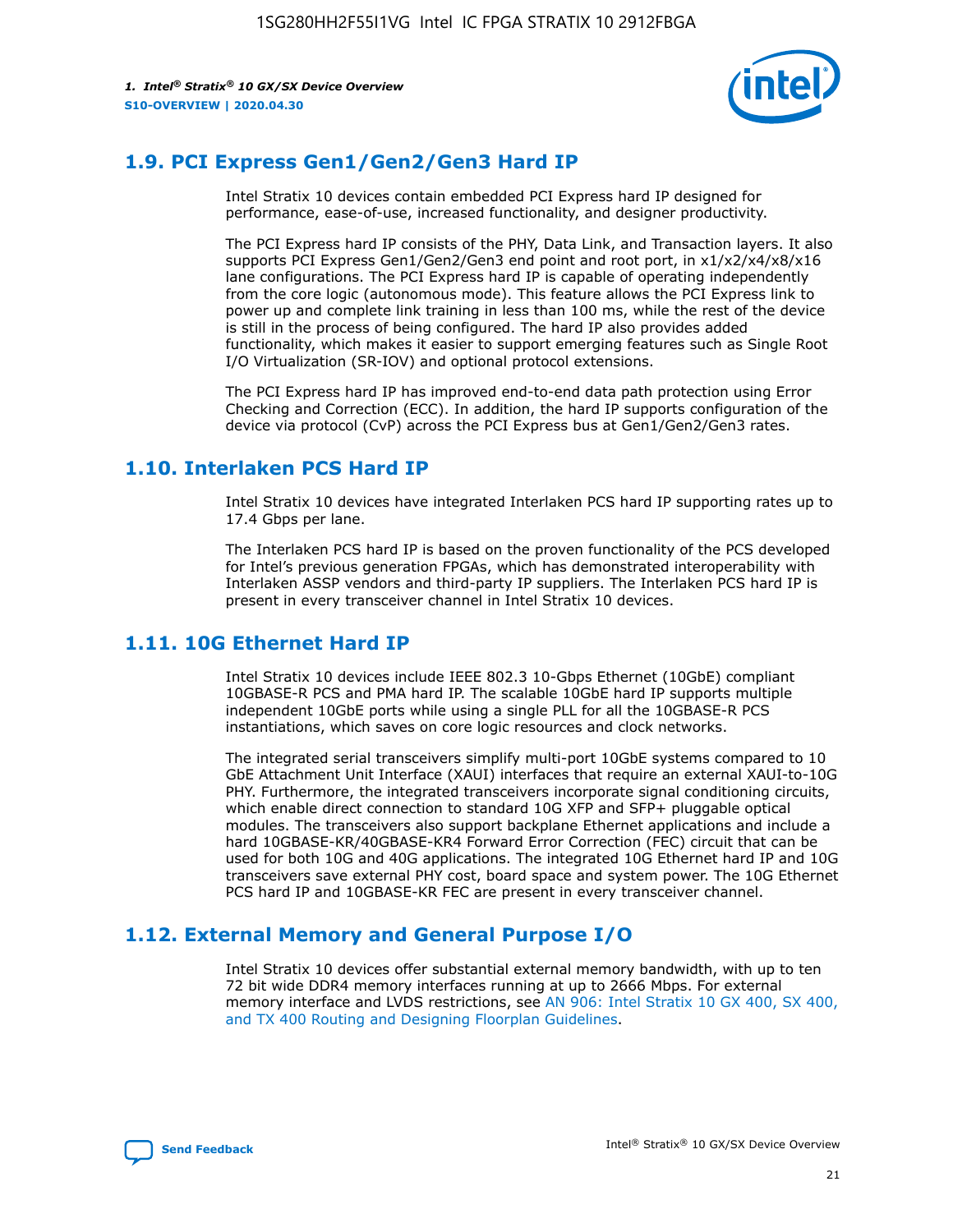## 1.9. PCI Express Gen1/Gen2/Gen3 Hard IP

Intel Stratix 10 devices contain embedded PCI Express hard IP designed for performance, ease-of-use, increased functionality, and designer productivity.

The PCI Express hard IP consists of the PHY, Data Link, and Transaction layers. It also supports PCI Express Gen1/Gen2/Gen3 end point and root port, in x1/x2/x4/x8/x16 lane configurations. The PCI Express hard IP is capable of operating independently from the core logic (autonomous mode). This feature allows the PCI Express link to power up and complete link training in less than 100 ms, while the rest of the device is still in the process of being configured. The hard IP also provides added functionality, which makes it easier to support emerging features such as Single Root I/O Virtualization (SR-IOV) and optional protocol extensions.

The PCI Express hard IP has improved end-to-end data path protection using Error Checking and Correction (ECC). In addition, the hard IP supports configuration of the device via protocol (CvP) across the PCI Express bus at Gen1/Gen2/Gen3 rates.

## 1.10. Interlaken PCS Hard IP

Intel Stratix 10 devices have integrated Interlaken PCS hard IP supporting rates up to 17.4 Gbps per lane.

The Interlaken PCS hard IP is based on the proven functionality of the PCS developed for Intel's previous generation FPGAs, which has demonstrated interoperability with Interlaken ASSP vendors and third-party IP suppliers. The Interlaken PCS hard IP is present in every transceiver channel in Intel Stratix 10 devices.

## 1.11. 10G Ethernet Hard IP

Intel Stratix 10 devices include IEEE 802.3 10-Gbps Ethernet (10GbE) compliant 10GBASE-R PCS and PMA hard IP. The scalable 10GbE hard IP supports multiple independent 10GbE ports while using a single PLL for all the 10GBASE-R PCS instantiations, which saves on core logic resources and clock networks.

The integrated serial transceivers simplify multi-port 10GbE systems compared to 10 GbE Attachment Unit Interface (XAUI) interfaces that require an external XAUI-to-10G PHY. Furthermore, the integrated transceivers incorporate signal conditioning circuits, which enable direct connection to standard 10G XFP and SFP+ pluggable optical modules. The transceivers also support backplane Ethernet applications and include a hard 10GBASE-KR/40GBASE-KR4 Forward Error Correction (FEC) circuit that can be used for both 10G and 40G applications. The integrated 10G Ethernet hard IP and 10G transceivers save external PHY cost, board space and system power. The 10G Ethernet PCS hard IP and 10GBASE-KR FEC are present in every transceiver channel.

## 1.12. External Memory and General Purpose I/O

Intel Stratix 10 devices offer substantial external memory bandwidth, with up to ten 72 bit wide DDR4 memory interfaces running at up to 2666 Mbps. For external memory interface and LVDS restrictions, see AN 906: Intel Stratix 10 GX 400, SX 400, and TX 400 Routing and Designing Floorplan Guidelines.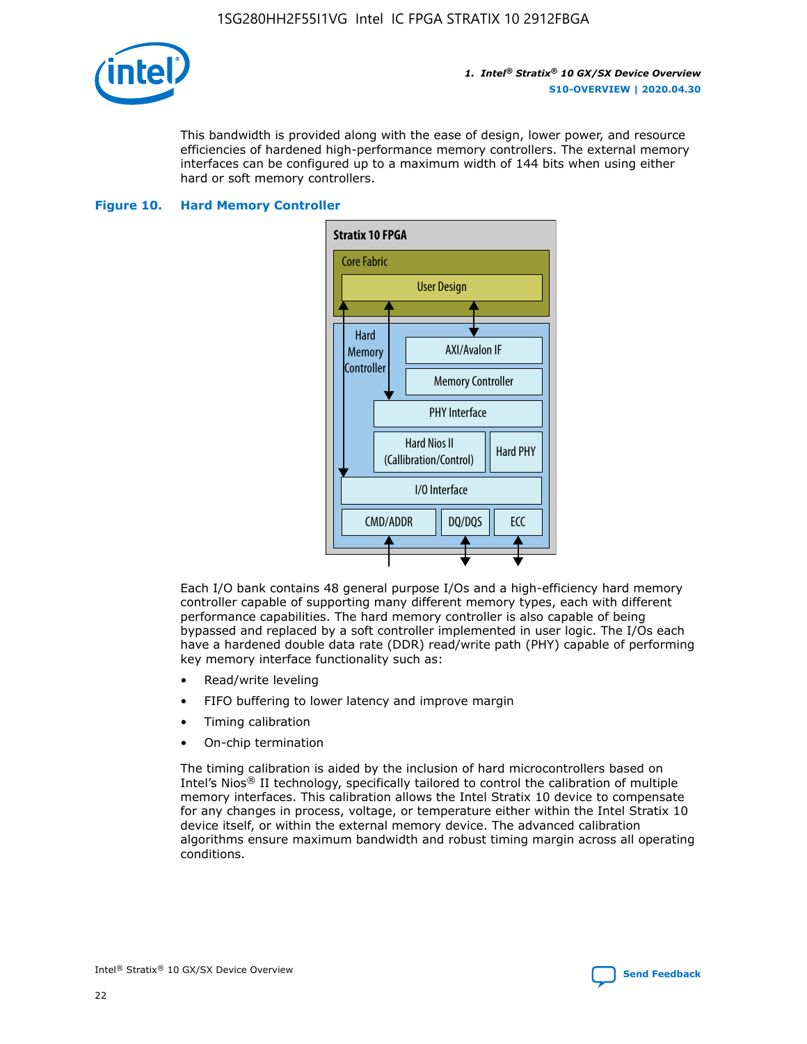This bandwidth is provided along with the ease of design, lower power, and resource efficiencies of hardened high-performance memory controllers. The external memory interfaces can be configured up to a maximum width of 144 bits when using either hard or soft memory controllers.

**Figure 10. Hard Memory Controller**

Stratix 10 FPGA

Core Fabric

User Design

Hard Memory Controller

AXI/Avalon IF

Memory Controller

PHY Interface

Hard Nios II (Callibration/Control)

Hard PHY

I/O Interface

CMD/ADDR

DQ/DQS

ECC

Each I/O bank contains 48 general purpose I/Os and a high-efficiency hard memory controller capable of supporting many different memory types, each with different performance capabilities. The hard memory controller is also capable of being bypassed and replaced by a soft controller implemented in user logic. The I/Os each have a hardened double data rate (DDR) read/write path (PHY) capable of performing key memory interface functionality such as:

- Read/write leveling
- FIFO buffering to lower latency and improve margin
- Timing calibration
- On-chip termination

The timing calibration is aided by the inclusion of hard microcontrollers based on Intel's Nios® II technology, specifically tailored to control the calibration of multiple memory interfaces. This calibration allows the Intel Stratix 10 device to compensate for any changes in process, voltage, or temperature either within the Intel Stratix 10 device itself, or within the external memory device. The advanced calibration algorithms ensure maximum bandwidth and robust timing margin across all operating conditions.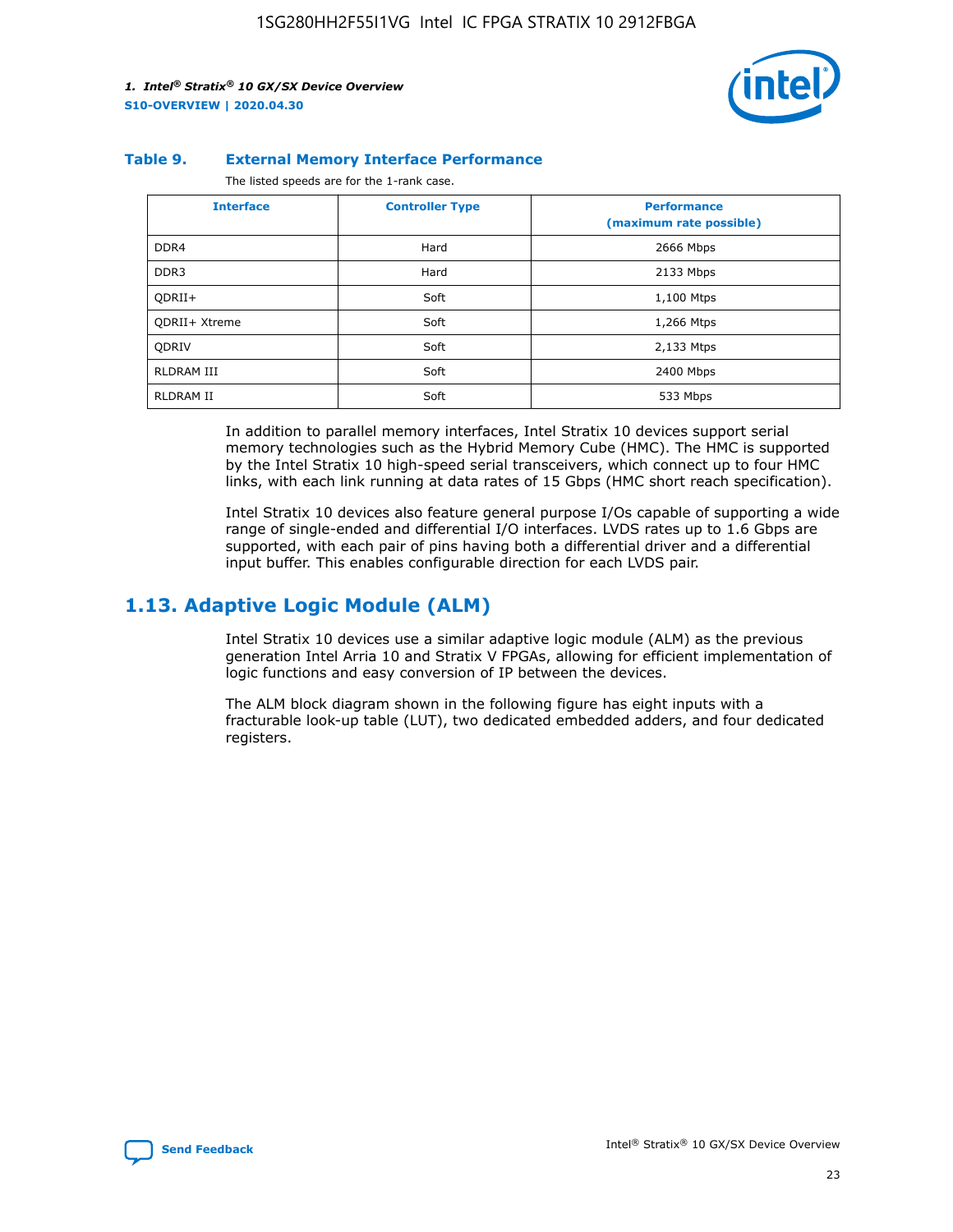**Table 9. External Memory Interface Performance**

The listed speeds are for the 1-rank case.

| Interface | Controller Type | Performance (maximum rate possible) |
|---|---|---|
| DDR4 | Hard | 2666 Mbps |
| DDR3 | Hard | 2133 Mbps |
| QDRII+ | Soft | 1,100 Mtps |
| QDRII+ Xtreme | Soft | 1,266 Mtps |
| QDRIV | Soft | 2,133 Mtps |
| RLDRAM III | Soft | 2400 Mbps |
| RLDRAM II | Soft | 533 Mbps |

In addition to parallel memory interfaces, Intel Stratix 10 devices support serial memory technologies such as the Hybrid Memory Cube (HMC). The HMC is supported by the Intel Stratix 10 high-speed serial transceivers, which connect up to four HMC links, with each link running at data rates of 15 Gbps (HMC short reach specification).

Intel Stratix 10 devices also feature general purpose I/Os capable of supporting a wide range of single-ended and differential I/O interfaces. LVDS rates up to 1.6 Gbps are supported, with each pair of pins having both a differential driver and a differential input buffer. This enables configurable direction for each LVDS pair.

## 1.13. Adaptive Logic Module (ALM)

Intel Stratix 10 devices use a similar adaptive logic module (ALM) as the previous generation Intel Arria 10 and Stratix V FPGAs, allowing for efficient implementation of logic functions and easy conversion of IP between the devices.

The ALM block diagram shown in the following figure has eight inputs with a fracturable look-up table (LUT), two dedicated embedded adders, and four dedicated registers.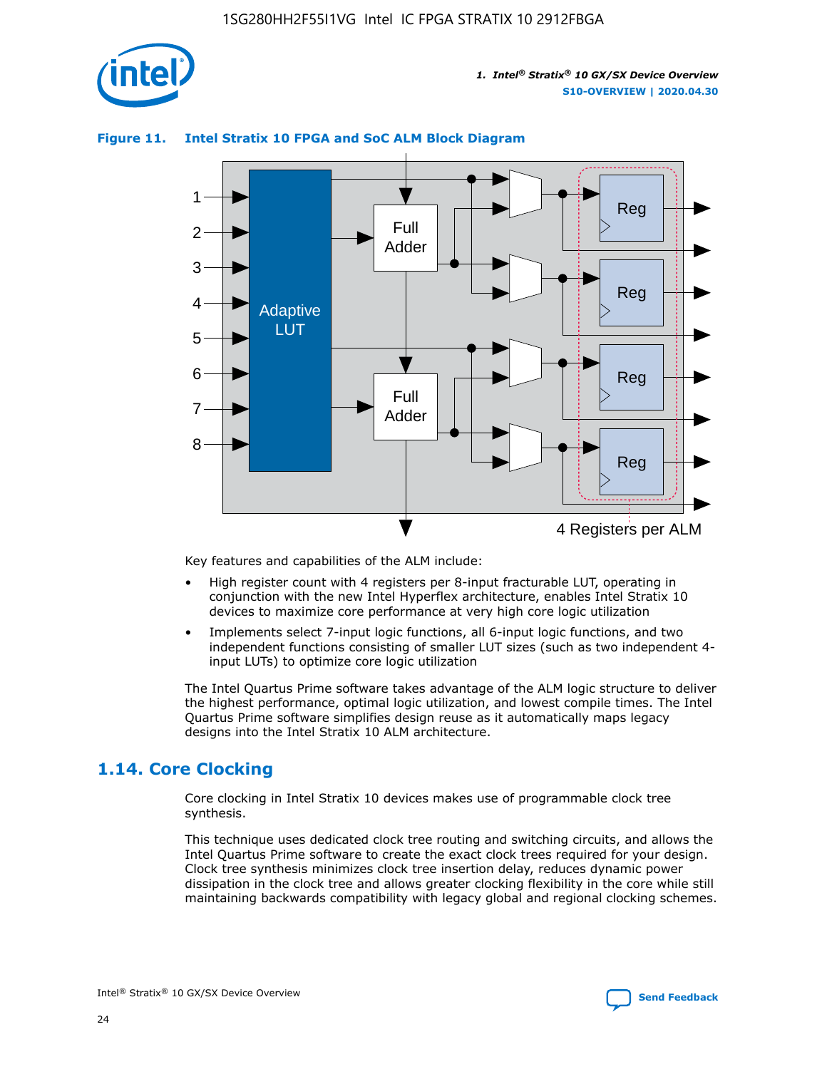**Figure 11. Intel Stratix 10 FPGA and SoC ALM Block Diagram**

Key features and capabilities of the ALM include:

- High register count with 4 registers per 8-input fracturable LUT, operating in conjunction with the new Intel Hyperflex architecture, enables Intel Stratix 10 devices to maximize core performance at very high core logic utilization
- Implements select 7-input logic functions, all 6-input logic functions, and two independent functions consisting of smaller LUT sizes (such as two independent 4-input LUTs) to optimize core logic utilization

The Intel Quartus Prime software takes advantage of the ALM logic structure to deliver the highest performance, optimal logic utilization, and lowest compile times. The Intel Quartus Prime software simplifies design reuse as it automatically maps legacy designs into the Intel Stratix 10 ALM architecture.

## 1.14. Core Clocking

Core clocking in Intel Stratix 10 devices makes use of programmable clock tree synthesis.

This technique uses dedicated clock tree routing and switching circuits, and allows the Intel Quartus Prime software to create the exact clock trees required for your design. Clock tree synthesis minimizes clock tree insertion delay, reduces dynamic power dissipation in the clock tree and allows greater clocking flexibility in the core while still maintaining backwards compatibility with legacy global and regional clocking schemes.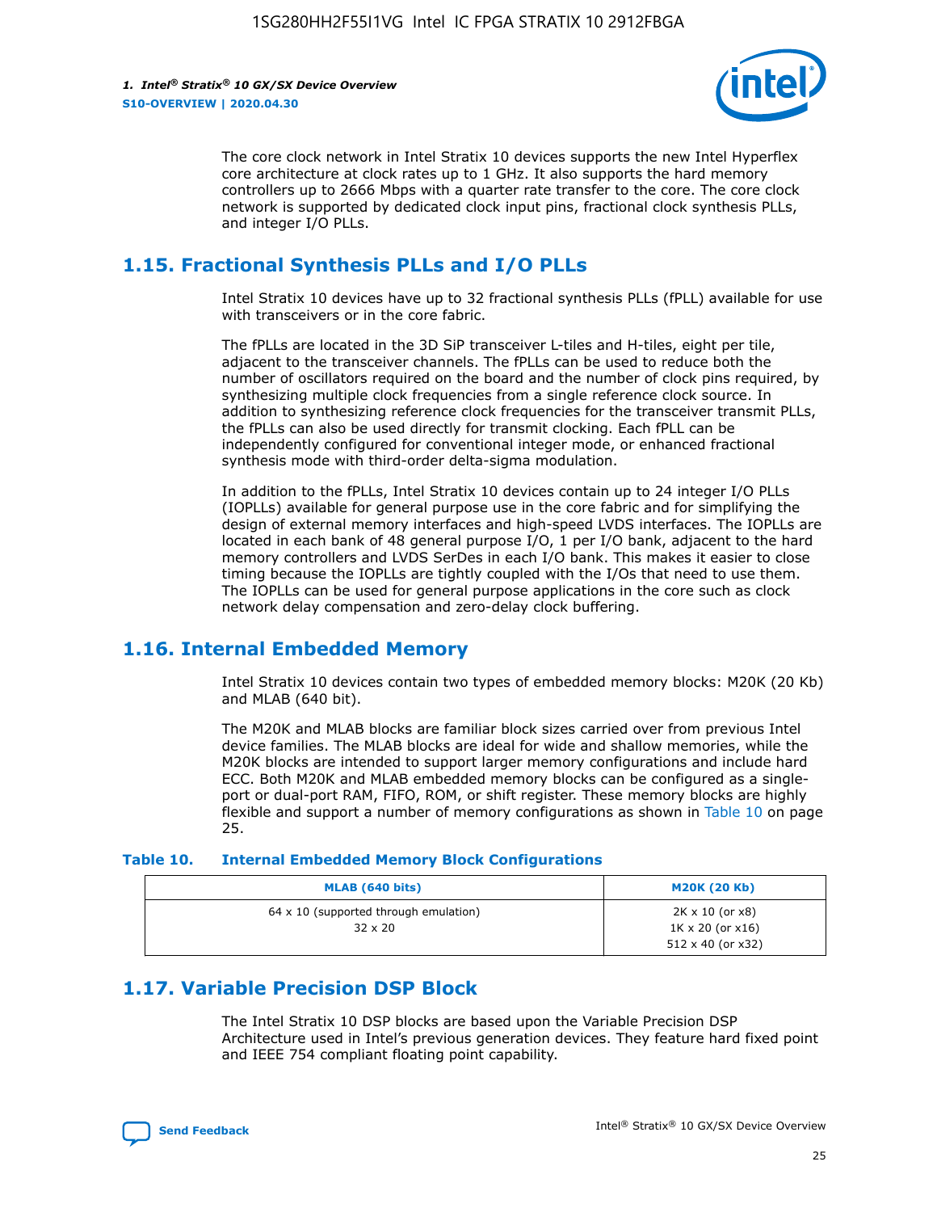The core clock network in Intel Stratix 10 devices supports the new Intel Hyperflex core architecture at clock rates up to 1 GHz. It also supports the hard memory controllers up to 2666 Mbps with a quarter rate transfer to the core. The core clock network is supported by dedicated clock input pins, fractional clock synthesis PLLs, and integer I/O PLLs.

## 1.15. Fractional Synthesis PLLs and I/O PLLs

Intel Stratix 10 devices have up to 32 fractional synthesis PLLs (fPLL) available for use with transceivers or in the core fabric.

The fPLLs are located in the 3D SiP transceiver L-tiles and H-tiles, eight per tile, adjacent to the transceiver channels. The fPLLs can be used to reduce both the number of oscillators required on the board and the number of clock pins required, by synthesizing multiple clock frequencies from a single reference clock source. In addition to synthesizing reference clock frequencies for the transceiver transmit PLLs, the fPLLs can also be used directly for transmit clocking. Each fPLL can be independently configured for conventional integer mode, or enhanced fractional synthesis mode with third-order delta-sigma modulation.

In addition to the fPLLs, Intel Stratix 10 devices contain up to 24 integer I/O PLLs (IOPLLs) available for general purpose use in the core fabric and for simplifying the design of external memory interfaces and high-speed LVDS interfaces. The IOPLLs are located in each bank of 48 general purpose I/O, 1 per I/O bank, adjacent to the hard memory controllers and LVDS SerDes in each I/O bank. This makes it easier to close timing because the IOPLLs are tightly coupled with the I/Os that need to use them. The IOPLLs can be used for general purpose applications in the core such as clock network delay compensation and zero-delay clock buffering.

## 1.16. Internal Embedded Memory

Intel Stratix 10 devices contain two types of embedded memory blocks: M20K (20 Kb) and MLAB (640 bit).

The M20K and MLAB blocks are familiar block sizes carried over from previous Intel device families. The MLAB blocks are ideal for wide and shallow memories, while the M20K blocks are intended to support larger memory configurations and include hard ECC. Both M20K and MLAB embedded memory blocks can be configured as a single-port or dual-port RAM, FIFO, ROM, or shift register. These memory blocks are highly flexible and support a number of memory configurations as shown in Table 10 on page 25.

**Table 10. Internal Embedded Memory Block Configurations**

| MLAB (640 bits) | M20K (20 Kb) |
|---|---|
| 64 x 10 (supported through emulation)<br>32 x 20 | 2K x 10 (or x8)<br>1K x 20 (or x16)<br>512 x 40 (or x32) |

## 1.17. Variable Precision DSP Block

The Intel Stratix 10 DSP blocks are based upon the Variable Precision DSP Architecture used in Intel's previous generation devices. They feature hard fixed point and IEEE 754 compliant floating point capability.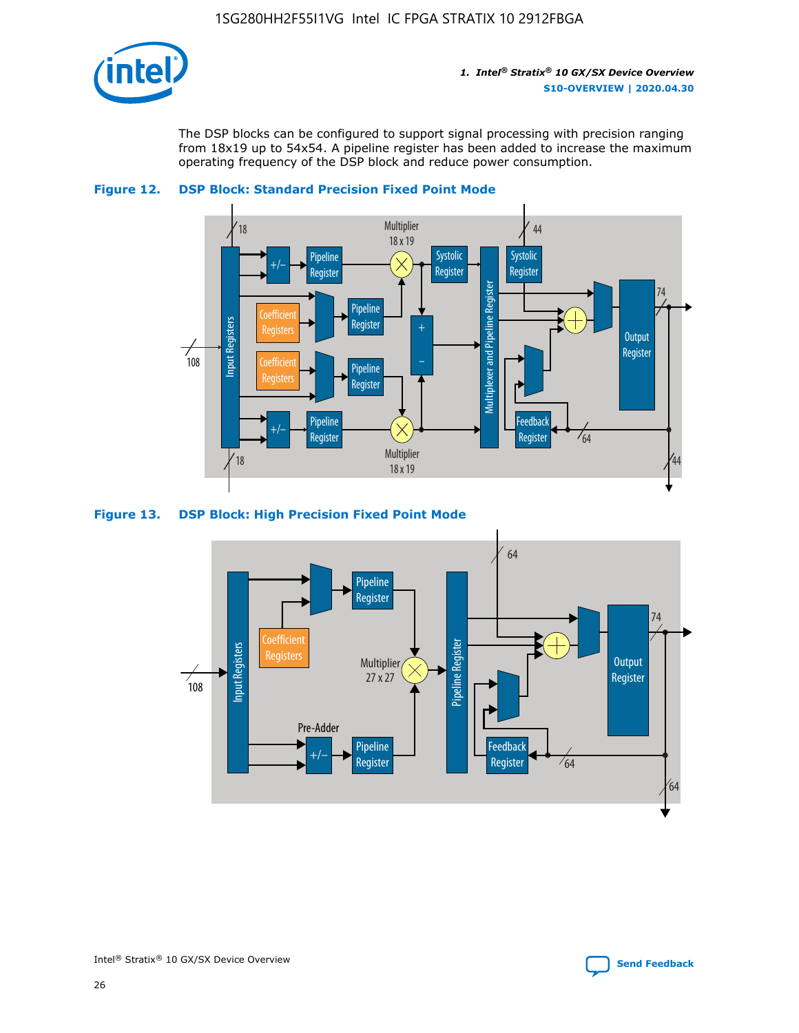The DSP blocks can be configured to support signal processing with precision ranging from 18x19 up to 54x54. A pipeline register has been added to increase the maximum operating frequency of the DSP block and reduce power consumption.

**Figure 12. DSP Block: Standard Precision Fixed Point Mode**

**Figure 13. DSP Block: High Precision Fixed Point Mode**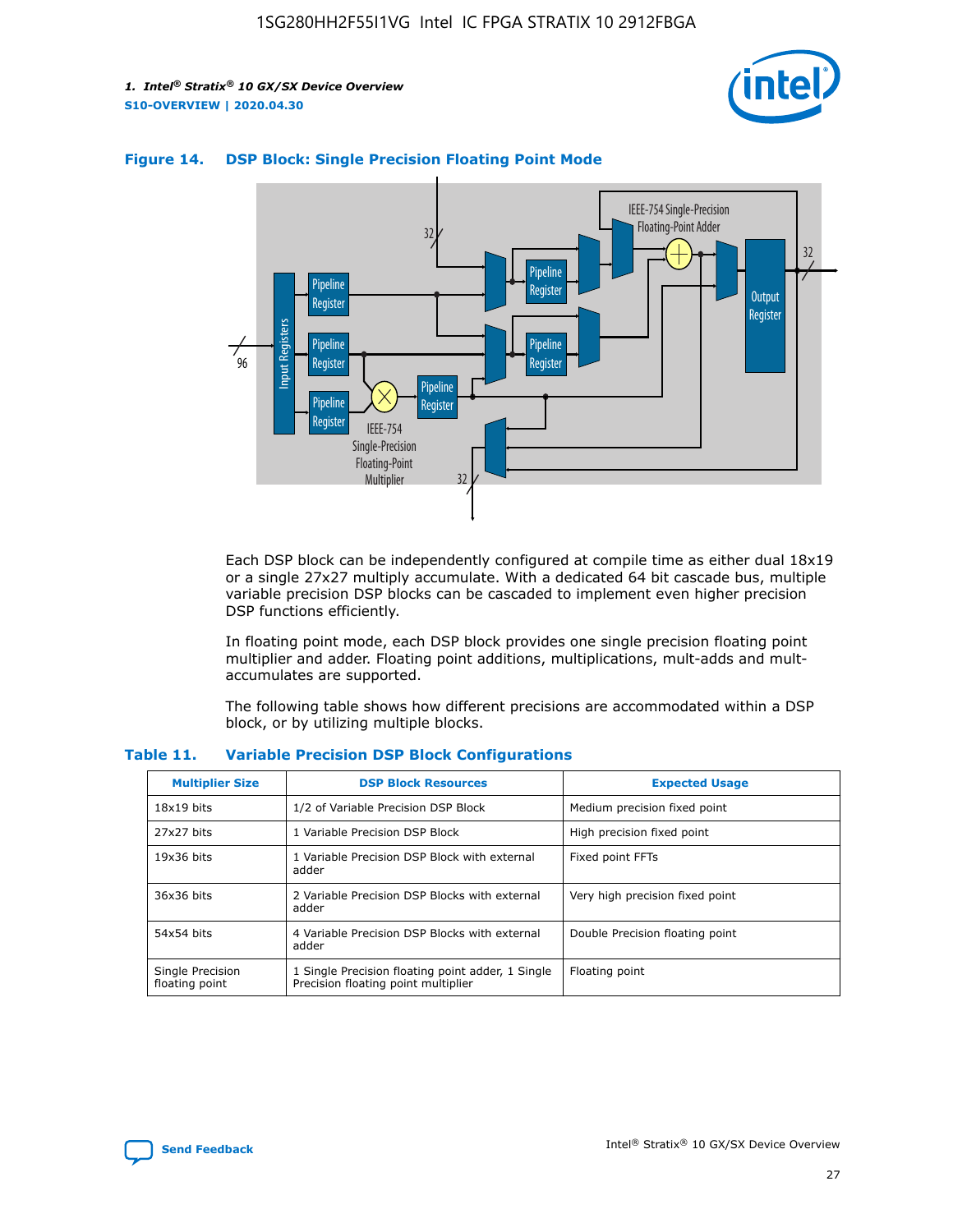**Figure 14. DSP Block: Single Precision Floating Point Mode**

Each DSP block can be independently configured at compile time as either dual 18x19 or a single 27x27 multiply accumulate. With a dedicated 64 bit cascade bus, multiple variable precision DSP blocks can be cascaded to implement even higher precision DSP functions efficiently.

In floating point mode, each DSP block provides one single precision floating point multiplier and adder. Floating point additions, multiplications, mult-adds and mult-accumulates are supported.

The following table shows how different precisions are accommodated within a DSP block, or by utilizing multiple blocks.

**Table 11. Variable Precision DSP Block Configurations**

| Multiplier Size | DSP Block Resources | Expected Usage |
|---|---|---|
| 18x19 bits | 1/2 of Variable Precision DSP Block | Medium precision fixed point |
| 27x27 bits | 1 Variable Precision DSP Block | High precision fixed point |
| 19x36 bits | 1 Variable Precision DSP Block with external adder | Fixed point FFTs |
| 36x36 bits | 2 Variable Precision DSP Blocks with external adder | Very high precision fixed point |
| 54x54 bits | 4 Variable Precision DSP Blocks with external adder | Double Precision floating point |
| Single Precision floating point | 1 Single Precision floating point adder, 1 Single Precision floating point multiplier | Floating point |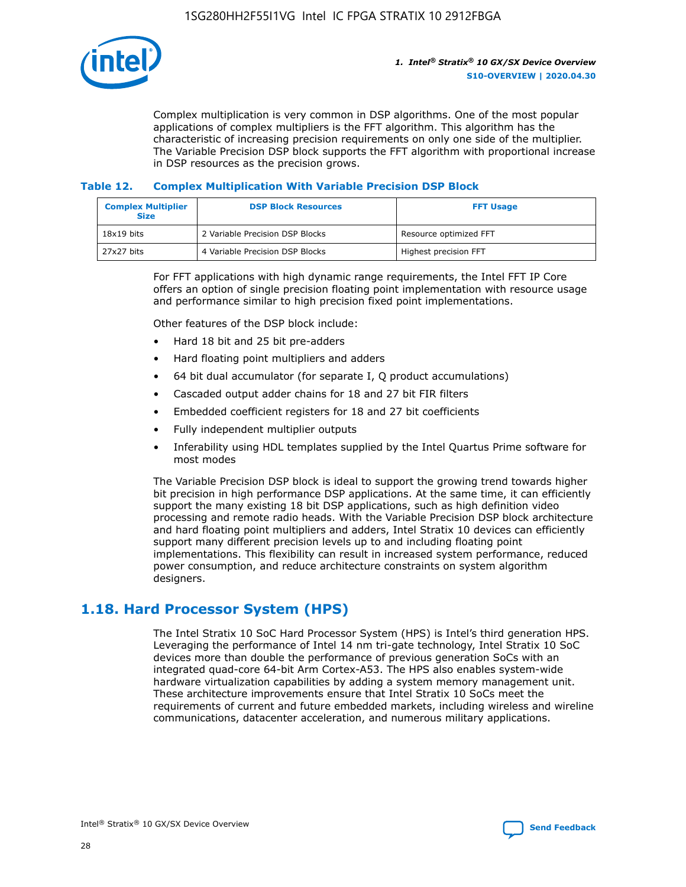Complex multiplication is very common in DSP algorithms. One of the most popular applications of complex multipliers is the FFT algorithm. This algorithm has the characteristic of increasing precision requirements on only one side of the multiplier. The Variable Precision DSP block supports the FFT algorithm with proportional increase in DSP resources as the precision grows.

### Table 12. Complex Multiplication With Variable Precision DSP Block

| Complex Multiplier Size | DSP Block Resources | FFT Usage |
|---|---|---|
| 18x19 bits | 2 Variable Precision DSP Blocks | Resource optimized FFT |
| 27x27 bits | 4 Variable Precision DSP Blocks | Highest precision FFT |

For FFT applications with high dynamic range requirements, the Intel FFT IP Core offers an option of single precision floating point implementation with resource usage and performance similar to high precision fixed point implementations.

Other features of the DSP block include:

- Hard 18 bit and 25 bit pre-adders
- Hard floating point multipliers and adders
- 64 bit dual accumulator (for separate I, Q product accumulations)
- Cascaded output adder chains for 18 and 27 bit FIR filters
- Embedded coefficient registers for 18 and 27 bit coefficients
- Fully independent multiplier outputs
- Inferability using HDL templates supplied by the Intel Quartus Prime software for most modes

The Variable Precision DSP block is ideal to support the growing trend towards higher bit precision in high performance DSP applications. At the same time, it can efficiently support the many existing 18 bit DSP applications, such as high definition video processing and remote radio heads. With the Variable Precision DSP block architecture and hard floating point multipliers and adders, Intel Stratix 10 devices can efficiently support many different precision levels up to and including floating point implementations. This flexibility can result in increased system performance, reduced power consumption, and reduce architecture constraints on system algorithm designers.

## 1.18. Hard Processor System (HPS)

The Intel Stratix 10 SoC Hard Processor System (HPS) is Intel's third generation HPS. Leveraging the performance of Intel 14 nm tri-gate technology, Intel Stratix 10 SoC devices more than double the performance of previous generation SoCs with an integrated quad-core 64-bit Arm Cortex-A53. The HPS also enables system-wide hardware virtualization capabilities by adding a system memory management unit. These architecture improvements ensure that Intel Stratix 10 SoCs meet the requirements of current and future embedded markets, including wireless and wireline communications, datacenter acceleration, and numerous military applications.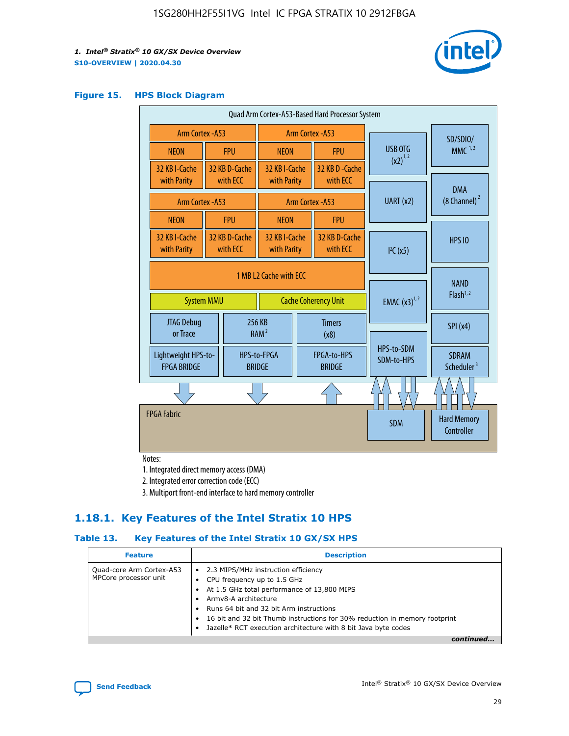### Figure 15. HPS Block Diagram

Quad Arm Cortex-A53-Based Hard Processor System

| Arm Cortex -A53 | | Arm Cortex -A53 | |
|---|---|---|---|
| NEON | FPU | NEON | FPU |
| 32 KB I-Cache with Parity | 32 KB D-Cache with ECC | 32 KB I-Cache with Parity | 32 KB D -Cache with ECC |

| Arm Cortex -A53 | | Arm Cortex -A53 | |
|---|---|---|---|
| NEON | FPU | NEON | FPU |
| 32 KB I-Cache with Parity | 32 KB D-Cache with ECC | 32 KB I-Cache with Parity | 32 KB D-Cache with ECC |

1 MB L2 Cache with ECC

System MMU | Cache Coherency Unit

JTAG Debug or Trace | 256 KB RAM [2] | Timers (x8)

Lightweight HPS-to-FPGA BRIDGE | HPS-to-FPGA BRIDGE | FPGA-to-HPS BRIDGE

USB OTG (x2) [1,2] | UART (x2) | I²C (x5) | EMAC (x3) [1,2] | HPS-to-SDM SDM-to-HPS

SD/SDIO/MMC [1,2] | DMA (8 Channel) [2] | HPS IO | NAND Flash [1,2] | SPI (x4) | SDRAM Scheduler [3]

FPGA Fabric | SDM | Hard Memory Controller

Notes:

1. Integrated direct memory access (DMA)
2. Integrated error correction code (ECC)
3. Multiport front-end interface to hard memory controller

## 1.18.1. Key Features of the Intel Stratix 10 HPS

### Table 13. Key Features of the Intel Stratix 10 GX/SX HPS

| Feature | Description |
|---|---|
| Quad-core Arm Cortex-A53 MPCore processor unit | • 2.3 MIPS/MHz instruction efficiency<br>• CPU frequency up to 1.5 GHz<br>• At 1.5 GHz total performance of 13,800 MIPS<br>• Armv8-A architecture<br>• Runs 64 bit and 32 bit Arm instructions<br>• 16 bit and 32 bit Thumb instructions for 30% reduction in memory footprint<br>• Jazelle* RCT execution architecture with 8 bit Java byte codes |

*continued...*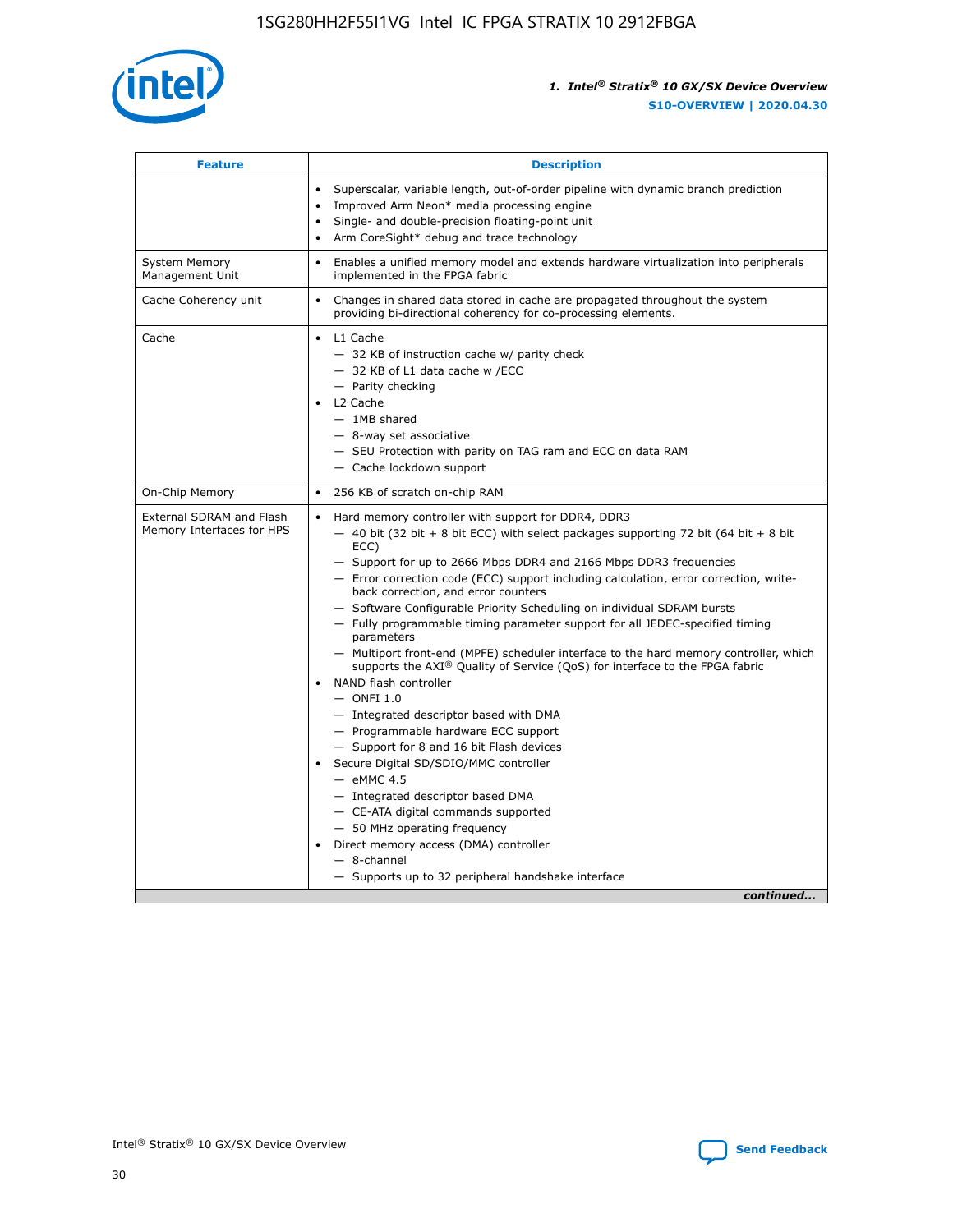| Feature | Description |
| --- | --- |
| | • Superscalar, variable length, out-of-order pipeline with dynamic branch prediction<br>• Improved Arm Neon* media processing engine<br>• Single- and double-precision floating-point unit<br>• Arm CoreSight* debug and trace technology |
| System Memory Management Unit | • Enables a unified memory model and extends hardware virtualization into peripherals implemented in the FPGA fabric |
| Cache Coherency unit | • Changes in shared data stored in cache are propagated throughout the system providing bi-directional coherency for co-processing elements. |
| Cache | • L1 Cache<br>— 32 KB of instruction cache w/ parity check<br>— 32 KB of L1 data cache w /ECC<br>— Parity checking<br>• L2 Cache<br>— 1MB shared<br>— 8-way set associative<br>— SEU Protection with parity on TAG ram and ECC on data RAM<br>— Cache lockdown support |
| On-Chip Memory | • 256 KB of scratch on-chip RAM |
| External SDRAM and Flash Memory Interfaces for HPS | • Hard memory controller with support for DDR4, DDR3<br>— 40 bit (32 bit + 8 bit ECC) with select packages supporting 72 bit (64 bit + 8 bit ECC)<br>— Support for up to 2666 Mbps DDR4 and 2166 Mbps DDR3 frequencies<br>— Error correction code (ECC) support including calculation, error correction, write-back correction, and error counters<br>— Software Configurable Priority Scheduling on individual SDRAM bursts<br>— Fully programmable timing parameter support for all JEDEC-specified timing parameters<br>— Multiport front-end (MPFE) scheduler interface to the hard memory controller, which supports the AXI® Quality of Service (QoS) for interface to the FPGA fabric<br>• NAND flash controller<br>— ONFI 1.0<br>— Integrated descriptor based with DMA<br>— Programmable hardware ECC support<br>— Support for 8 and 16 bit Flash devices<br>• Secure Digital SD/SDIO/MMC controller<br>— eMMC 4.5<br>— Integrated descriptor based DMA<br>— CE-ATA digital commands supported<br>— 50 MHz operating frequency<br>• Direct memory access (DMA) controller<br>— 8-channel<br>— Supports up to 32 peripheral handshake interface |

*continued...*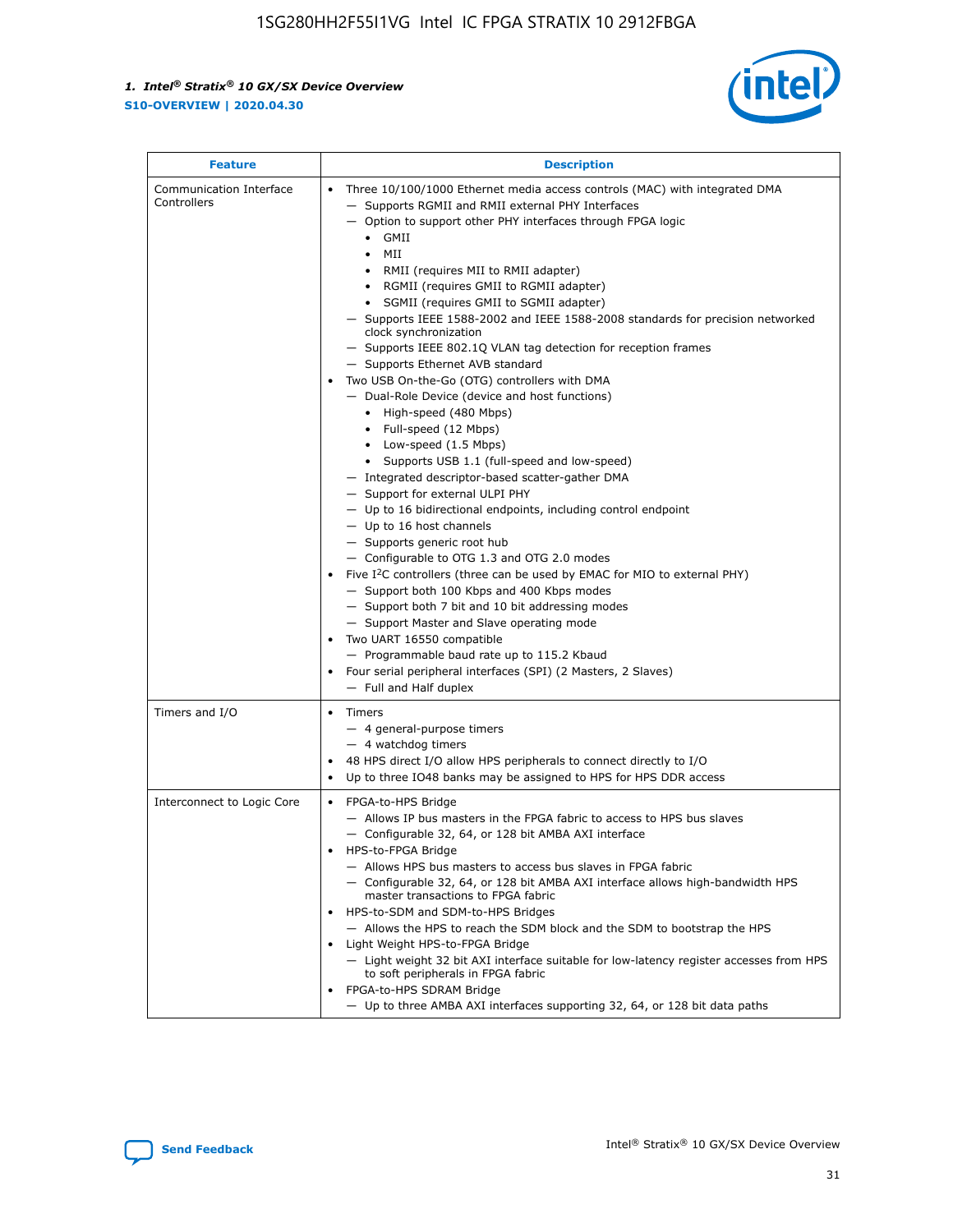| Feature | Description |
| --- | --- |
| Communication Interface Controllers | • Three 10/100/1000 Ethernet media access controls (MAC) with integrated DMA<br>— Supports RGMII and RMII external PHY Interfaces<br>— Option to support other PHY interfaces through FPGA logic<br>• GMII<br>• MII<br>• RMII (requires MII to RMII adapter)<br>• RGMII (requires GMII to RGMII adapter)<br>• SGMII (requires GMII to SGMII adapter)<br>— Supports IEEE 1588-2002 and IEEE 1588-2008 standards for precision networked clock synchronization<br>— Supports IEEE 802.1Q VLAN tag detection for reception frames<br>— Supports Ethernet AVB standard<br>• Two USB On-the-Go (OTG) controllers with DMA<br>— Dual-Role Device (device and host functions)<br>• High-speed (480 Mbps)<br>• Full-speed (12 Mbps)<br>• Low-speed (1.5 Mbps)<br>• Supports USB 1.1 (full-speed and low-speed)<br>— Integrated descriptor-based scatter-gather DMA<br>— Support for external ULPI PHY<br>— Up to 16 bidirectional endpoints, including control endpoint<br>— Up to 16 host channels<br>— Supports generic root hub<br>— Configurable to OTG 1.3 and OTG 2.0 modes<br>• Five I$^2$C controllers (three can be used by EMAC for MIO to external PHY)<br>— Support both 100 Kbps and 400 Kbps modes<br>— Support both 7 bit and 10 bit addressing modes<br>— Support Master and Slave operating mode<br>• Two UART 16550 compatible<br>— Programmable baud rate up to 115.2 Kbaud<br>• Four serial peripheral interfaces (SPI) (2 Masters, 2 Slaves)<br>— Full and Half duplex |
| Timers and I/O | • Timers<br>— 4 general-purpose timers<br>— 4 watchdog timers<br>• 48 HPS direct I/O allow HPS peripherals to connect directly to I/O<br>• Up to three IO48 banks may be assigned to HPS for HPS DDR access |
| Interconnect to Logic Core | • FPGA-to-HPS Bridge<br>— Allows IP bus masters in the FPGA fabric to access to HPS bus slaves<br>— Configurable 32, 64, or 128 bit AMBA AXI interface<br>• HPS-to-FPGA Bridge<br>— Allows HPS bus masters to access bus slaves in FPGA fabric<br>— Configurable 32, 64, or 128 bit AMBA AXI interface allows high-bandwidth HPS master transactions to FPGA fabric<br>• HPS-to-SDM and SDM-to-HPS Bridges<br>— Allows the HPS to reach the SDM block and the SDM to bootstrap the HPS<br>• Light Weight HPS-to-FPGA Bridge<br>— Light weight 32 bit AXI interface suitable for low-latency register accesses from HPS to soft peripherals in FPGA fabric<br>• FPGA-to-HPS SDRAM Bridge<br>— Up to three AMBA AXI interfaces supporting 32, 64, or 128 bit data paths |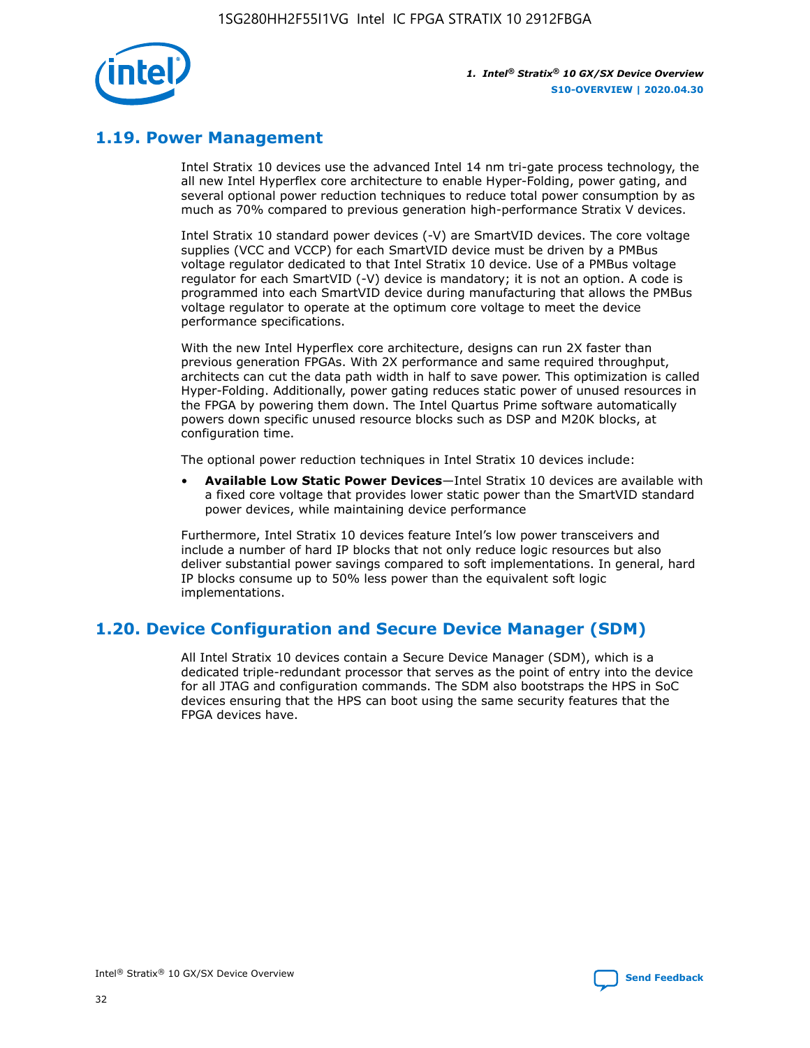## 1.19. Power Management

Intel Stratix 10 devices use the advanced Intel 14 nm tri-gate process technology, the all new Intel Hyperflex core architecture to enable Hyper-Folding, power gating, and several optional power reduction techniques to reduce total power consumption by as much as 70% compared to previous generation high-performance Stratix V devices.

Intel Stratix 10 standard power devices (-V) are SmartVID devices. The core voltage supplies (VCC and VCCP) for each SmartVID device must be driven by a PMBus voltage regulator dedicated to that Intel Stratix 10 device. Use of a PMBus voltage regulator for each SmartVID (-V) device is mandatory; it is not an option. A code is programmed into each SmartVID device during manufacturing that allows the PMBus voltage regulator to operate at the optimum core voltage to meet the device performance specifications.

With the new Intel Hyperflex core architecture, designs can run 2X faster than previous generation FPGAs. With 2X performance and same required throughput, architects can cut the data path width in half to save power. This optimization is called Hyper-Folding. Additionally, power gating reduces static power of unused resources in the FPGA by powering them down. The Intel Quartus Prime software automatically powers down specific unused resource blocks such as DSP and M20K blocks, at configuration time.

The optional power reduction techniques in Intel Stratix 10 devices include:

- **Available Low Static Power Devices**—Intel Stratix 10 devices are available with a fixed core voltage that provides lower static power than the SmartVID standard power devices, while maintaining device performance

Furthermore, Intel Stratix 10 devices feature Intel's low power transceivers and include a number of hard IP blocks that not only reduce logic resources but also deliver substantial power savings compared to soft implementations. In general, hard IP blocks consume up to 50% less power than the equivalent soft logic implementations.

## 1.20. Device Configuration and Secure Device Manager (SDM)

All Intel Stratix 10 devices contain a Secure Device Manager (SDM), which is a dedicated triple-redundant processor that serves as the point of entry into the device for all JTAG and configuration commands. The SDM also bootstraps the HPS in SoC devices ensuring that the HPS can boot using the same security features that the FPGA devices have.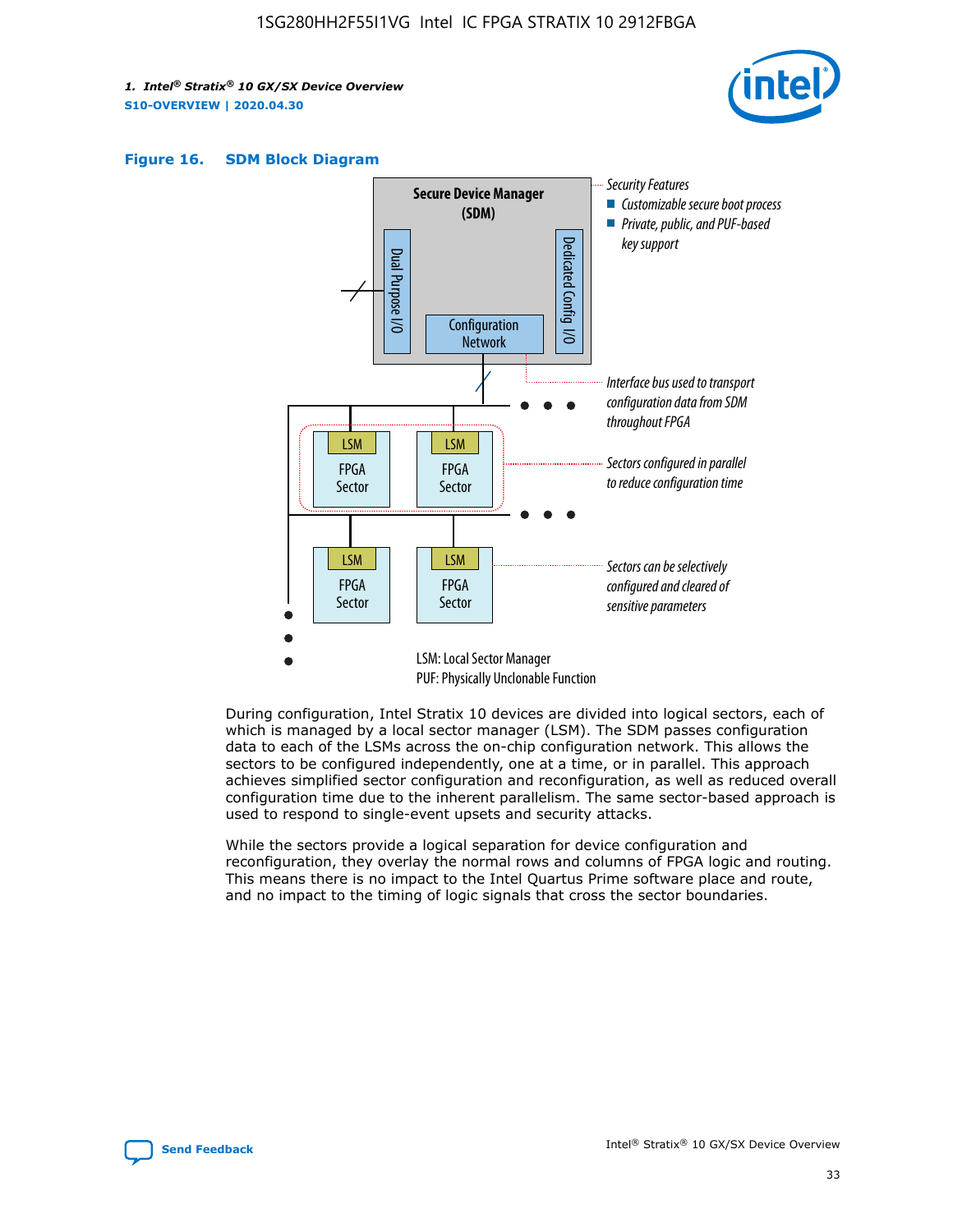**Figure 16. SDM Block Diagram**

Secure Device Manager (SDM)

Dual Purpose I/O

Dedicated Config I/O

Configuration Network

Security Features
- Customizable secure boot process
- Private, public, and PUF-based key support

Interface bus used to transport configuration data from SDM throughout FPGA

Sectors configured in parallel to reduce configuration time

Sectors can be selectively configured and cleared of sensitive parameters

LSM: Local Sector Manager
PUF: Physically Unclonable Function

During configuration, Intel Stratix 10 devices are divided into logical sectors, each of which is managed by a local sector manager (LSM). The SDM passes configuration data to each of the LSMs across the on-chip configuration network. This allows the sectors to be configured independently, one at a time, or in parallel. This approach achieves simplified sector configuration and reconfiguration, as well as reduced overall configuration time due to the inherent parallelism. The same sector-based approach is used to respond to single-event upsets and security attacks.

While the sectors provide a logical separation for device configuration and reconfiguration, they overlay the normal rows and columns of FPGA logic and routing. This means there is no impact to the Intel Quartus Prime software place and route, and no impact to the timing of logic signals that cross the sector boundaries.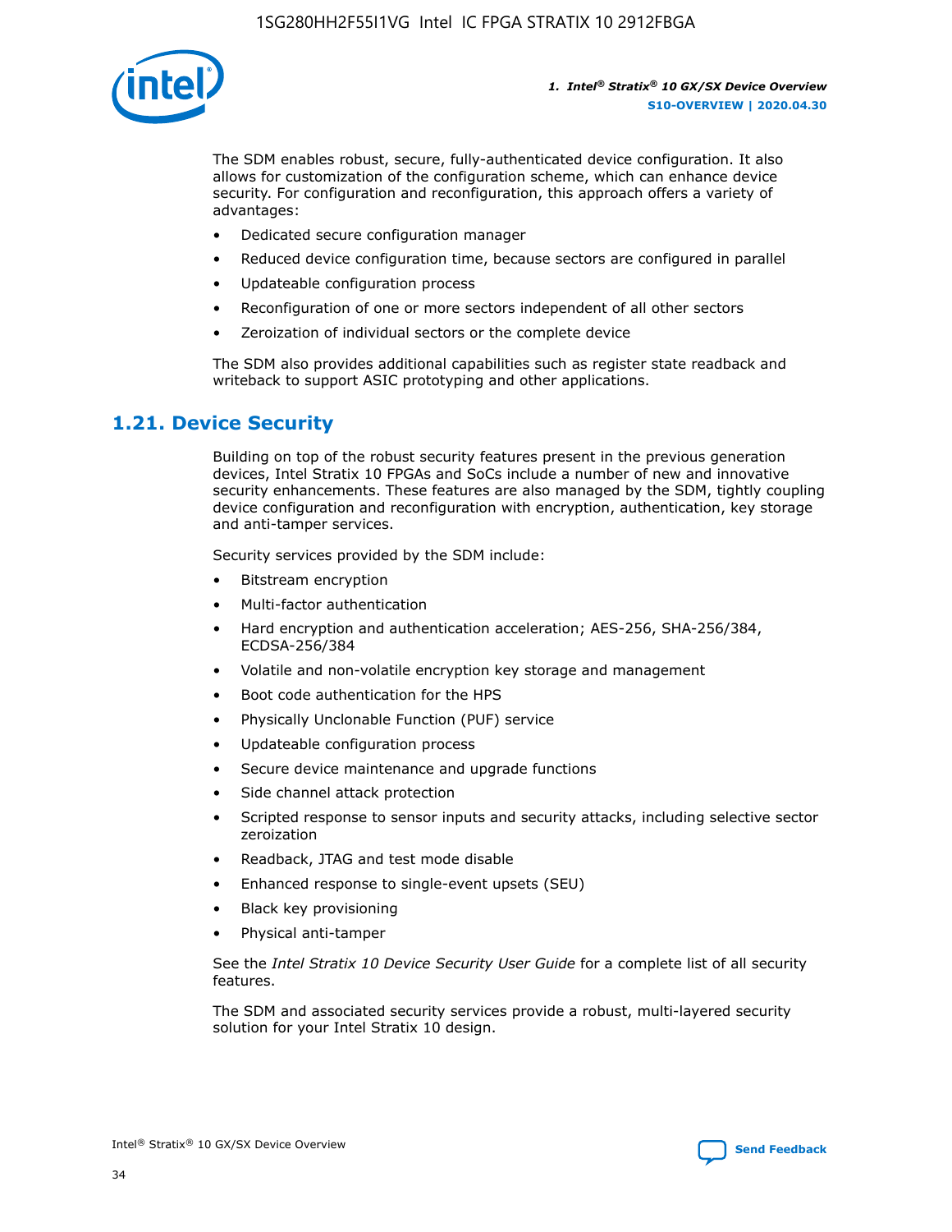The SDM enables robust, secure, fully-authenticated device configuration. It also allows for customization of the configuration scheme, which can enhance device security. For configuration and reconfiguration, this approach offers a variety of advantages:

- Dedicated secure configuration manager
- Reduced device configuration time, because sectors are configured in parallel
- Updateable configuration process
- Reconfiguration of one or more sectors independent of all other sectors
- Zeroization of individual sectors or the complete device

The SDM also provides additional capabilities such as register state readback and writeback to support ASIC prototyping and other applications.

## 1.21. Device Security

Building on top of the robust security features present in the previous generation devices, Intel Stratix 10 FPGAs and SoCs include a number of new and innovative security enhancements. These features are also managed by the SDM, tightly coupling device configuration and reconfiguration with encryption, authentication, key storage and anti-tamper services.

Security services provided by the SDM include:

- Bitstream encryption
- Multi-factor authentication
- Hard encryption and authentication acceleration; AES-256, SHA-256/384, ECDSA-256/384
- Volatile and non-volatile encryption key storage and management
- Boot code authentication for the HPS
- Physically Unclonable Function (PUF) service
- Updateable configuration process
- Secure device maintenance and upgrade functions
- Side channel attack protection
- Scripted response to sensor inputs and security attacks, including selective sector zeroization
- Readback, JTAG and test mode disable
- Enhanced response to single-event upsets (SEU)
- Black key provisioning
- Physical anti-tamper

See the *Intel Stratix 10 Device Security User Guide* for a complete list of all security features.

The SDM and associated security services provide a robust, multi-layered security solution for your Intel Stratix 10 design.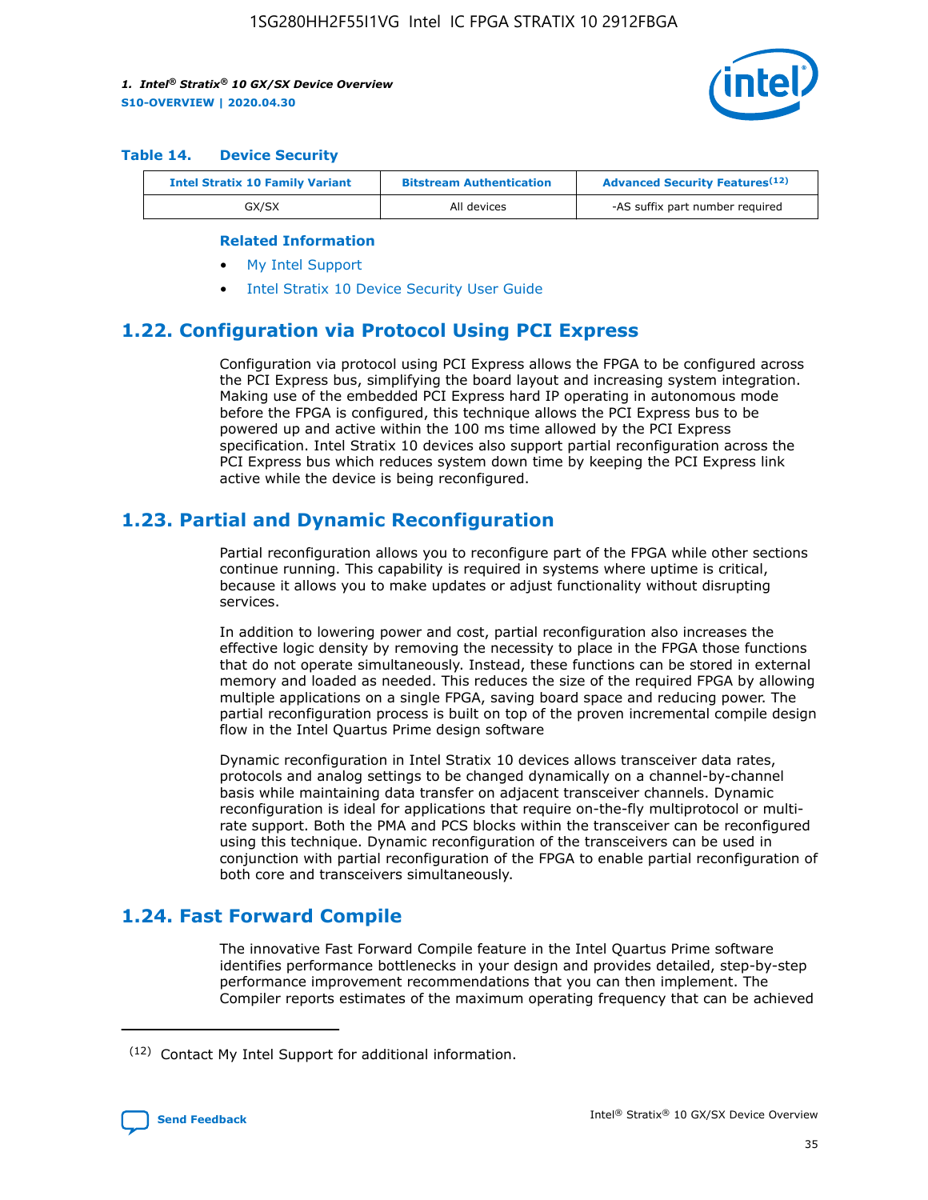**Table 14. Device Security**

| Intel Stratix 10 Family Variant | Bitstream Authentication | Advanced Security Features[12] |
|---|---|---|
| GX/SX | All devices | -AS suffix part number required |

**Related Information**

- My Intel Support
- Intel Stratix 10 Device Security User Guide

## 1.22. Configuration via Protocol Using PCI Express

Configuration via protocol using PCI Express allows the FPGA to be configured across the PCI Express bus, simplifying the board layout and increasing system integration. Making use of the embedded PCI Express hard IP operating in autonomous mode before the FPGA is configured, this technique allows the PCI Express bus to be powered up and active within the 100 ms time allowed by the PCI Express specification. Intel Stratix 10 devices also support partial reconfiguration across the PCI Express bus which reduces system down time by keeping the PCI Express link active while the device is being reconfigured.

## 1.23. Partial and Dynamic Reconfiguration

Partial reconfiguration allows you to reconfigure part of the FPGA while other sections continue running. This capability is required in systems where uptime is critical, because it allows you to make updates or adjust functionality without disrupting services.

In addition to lowering power and cost, partial reconfiguration also increases the effective logic density by removing the necessity to place in the FPGA those functions that do not operate simultaneously. Instead, these functions can be stored in external memory and loaded as needed. This reduces the size of the required FPGA by allowing multiple applications on a single FPGA, saving board space and reducing power. The partial reconfiguration process is built on top of the proven incremental compile design flow in the Intel Quartus Prime design software

Dynamic reconfiguration in Intel Stratix 10 devices allows transceiver data rates, protocols and analog settings to be changed dynamically on a channel-by-channel basis while maintaining data transfer on adjacent transceiver channels. Dynamic reconfiguration is ideal for applications that require on-the-fly multiprotocol or multi-rate support. Both the PMA and PCS blocks within the transceiver can be reconfigured using this technique. Dynamic reconfiguration of the transceivers can be used in conjunction with partial reconfiguration of the FPGA to enable partial reconfiguration of both core and transceivers simultaneously.

## 1.24. Fast Forward Compile

The innovative Fast Forward Compile feature in the Intel Quartus Prime software identifies performance bottlenecks in your design and provides detailed, step-by-step performance improvement recommendations that you can then implement. The Compiler reports estimates of the maximum operating frequency that can be achieved

---

[12] Contact My Intel Support for additional information.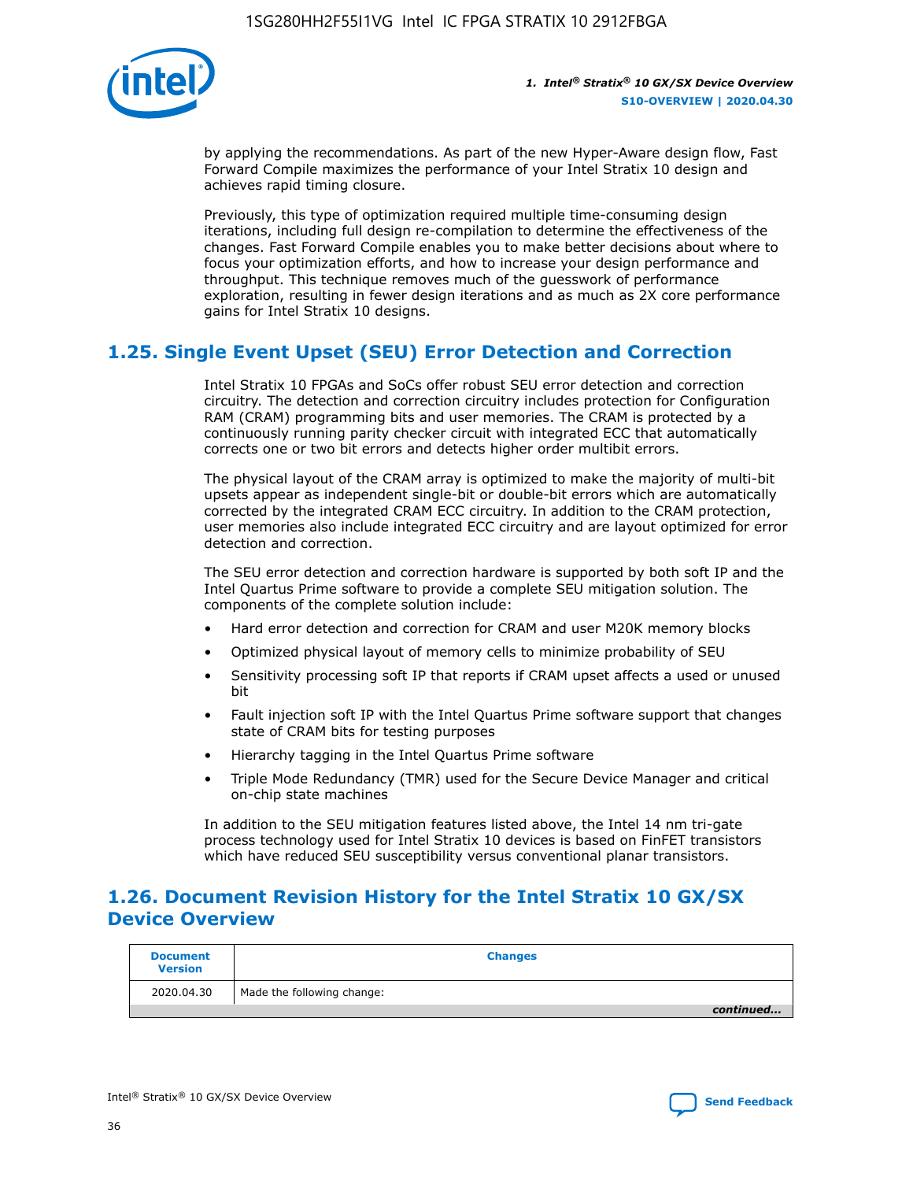by applying the recommendations. As part of the new Hyper-Aware design flow, Fast Forward Compile maximizes the performance of your Intel Stratix 10 design and achieves rapid timing closure.

Previously, this type of optimization required multiple time-consuming design iterations, including full design re-compilation to determine the effectiveness of the changes. Fast Forward Compile enables you to make better decisions about where to focus your optimization efforts, and how to increase your design performance and throughput. This technique removes much of the guesswork of performance exploration, resulting in fewer design iterations and as much as 2X core performance gains for Intel Stratix 10 designs.

## 1.25. Single Event Upset (SEU) Error Detection and Correction

Intel Stratix 10 FPGAs and SoCs offer robust SEU error detection and correction circuitry. The detection and correction circuitry includes protection for Configuration RAM (CRAM) programming bits and user memories. The CRAM is protected by a continuously running parity checker circuit with integrated ECC that automatically corrects one or two bit errors and detects higher order multibit errors.

The physical layout of the CRAM array is optimized to make the majority of multi-bit upsets appear as independent single-bit or double-bit errors which are automatically corrected by the integrated CRAM ECC circuitry. In addition to the CRAM protection, user memories also include integrated ECC circuitry and are layout optimized for error detection and correction.

The SEU error detection and correction hardware is supported by both soft IP and the Intel Quartus Prime software to provide a complete SEU mitigation solution. The components of the complete solution include:

- Hard error detection and correction for CRAM and user M20K memory blocks
- Optimized physical layout of memory cells to minimize probability of SEU
- Sensitivity processing soft IP that reports if CRAM upset affects a used or unused bit
- Fault injection soft IP with the Intel Quartus Prime software support that changes state of CRAM bits for testing purposes
- Hierarchy tagging in the Intel Quartus Prime software
- Triple Mode Redundancy (TMR) used for the Secure Device Manager and critical on-chip state machines

In addition to the SEU mitigation features listed above, the Intel 14 nm tri-gate process technology used for Intel Stratix 10 devices is based on FinFET transistors which have reduced SEU susceptibility versus conventional planar transistors.

## 1.26. Document Revision History for the Intel Stratix 10 GX/SX Device Overview

| Document Version | Changes |
|---|---|
| 2020.04.30 | Made the following change: |

*continued...*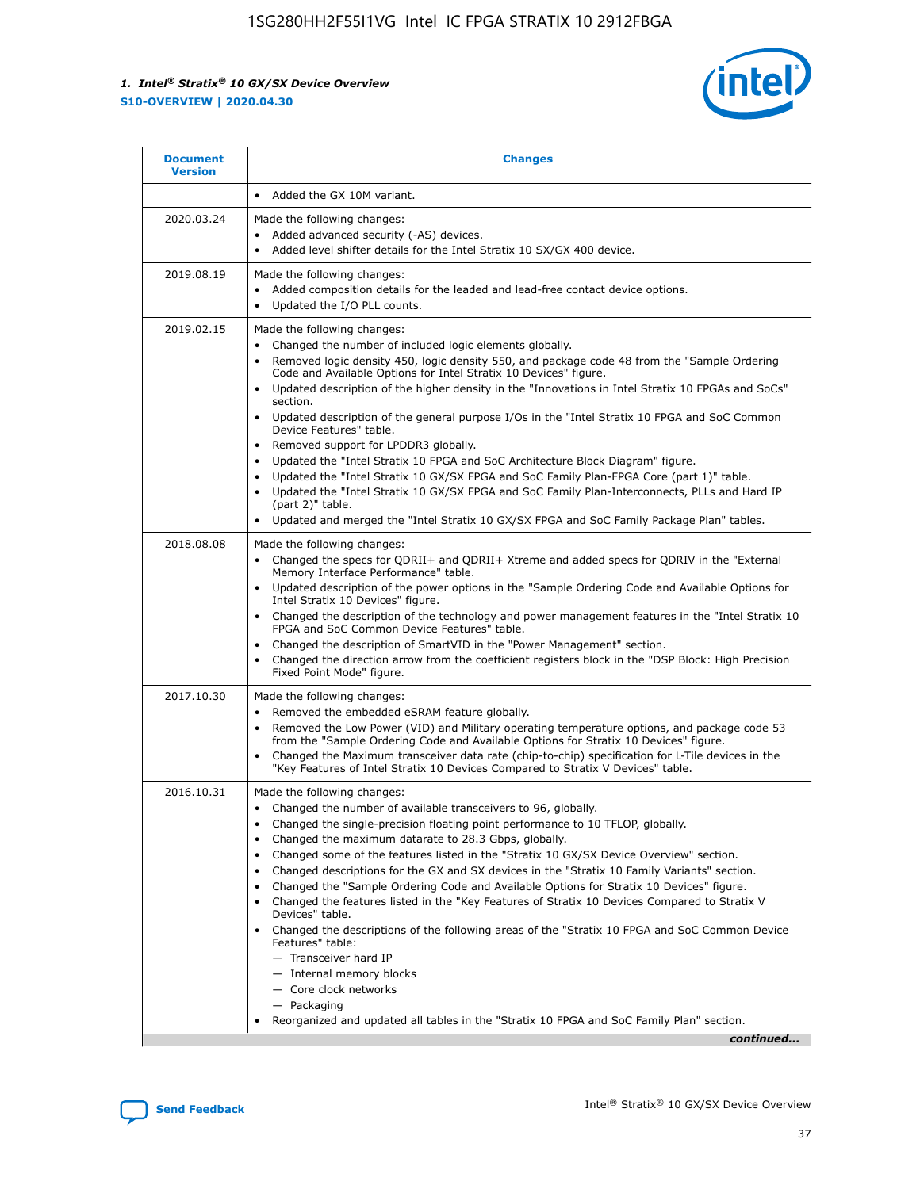| Document Version | Changes |
| --- | --- |
| | • Added the GX 10M variant. |
| 2020.03.24 | Made the following changes:<br>• Added advanced security (-AS) devices.<br>• Added level shifter details for the Intel Stratix 10 SX/GX 400 device. |
| 2019.08.19 | Made the following changes:<br>• Added composition details for the leaded and lead-free contact device options.<br>• Updated the I/O PLL counts. |
| 2019.02.15 | Made the following changes:<br>• Changed the number of included logic elements globally.<br>• Removed logic density 450, logic density 550, and package code 48 from the "Sample Ordering Code and Available Options for Intel Stratix 10 Devices" figure.<br>• Updated description of the higher density in the "Innovations in Intel Stratix 10 FPGAs and SoCs" section.<br>• Updated description of the general purpose I/Os in the "Intel Stratix 10 FPGA and SoC Common Device Features" table.<br>• Removed support for LPDDR3 globally.<br>• Updated the "Intel Stratix 10 FPGA and SoC Architecture Block Diagram" figure.<br>• Updated the "Intel Stratix 10 GX/SX FPGA and SoC Family Plan-FPGA Core (part 1)" table.<br>• Updated the "Intel Stratix 10 GX/SX FPGA and SoC Family Plan-Interconnects, PLLs and Hard IP (part 2)" table.<br>• Updated and merged the "Intel Stratix 10 GX/SX FPGA and SoC Family Package Plan" tables. |
| 2018.08.08 | Made the following changes:<br>• Changed the specs for QDRII+ and QDRII+ Xtreme and added specs for QDRIV in the "External Memory Interface Performance" table.<br>• Updated description of the power options in the "Sample Ordering Code and Available Options for Intel Stratix 10 Devices" figure.<br>• Changed the description of the technology and power management features in the "Intel Stratix 10 FPGA and SoC Common Device Features" table.<br>• Changed the description of SmartVID in the "Power Management" section.<br>• Changed the direction arrow from the coefficient registers block in the "DSP Block: High Precision Fixed Point Mode" figure. |
| 2017.10.30 | Made the following changes:<br>• Removed the embedded eSRAM feature globally.<br>• Removed the Low Power (VID) and Military operating temperature options, and package code 53 from the "Sample Ordering Code and Available Options for Stratix 10 Devices" figure.<br>• Changed the Maximum transceiver data rate (chip-to-chip) specification for L-Tile devices in the "Key Features of Intel Stratix 10 Devices Compared to Stratix V Devices" table. |
| 2016.10.31 | Made the following changes:<br>• Changed the number of available transceivers to 96, globally.<br>• Changed the single-precision floating point performance to 10 TFLOP, globally.<br>• Changed the maximum datarate to 28.3 Gbps, globally.<br>• Changed some of the features listed in the "Stratix 10 GX/SX Device Overview" section.<br>• Changed descriptions for the GX and SX devices in the "Stratix 10 Family Variants" section.<br>• Changed the "Sample Ordering Code and Available Options for Stratix 10 Devices" figure.<br>• Changed the features listed in the "Key Features of Stratix 10 Devices Compared to Stratix V Devices" table.<br>• Changed the descriptions of the following areas of the "Stratix 10 FPGA and SoC Common Device Features" table:<br>— Transceiver hard IP<br>— Internal memory blocks<br>— Core clock networks<br>— Packaging<br>• Reorganized and updated all tables in the "Stratix 10 FPGA and SoC Family Plan" section. |

*continued...*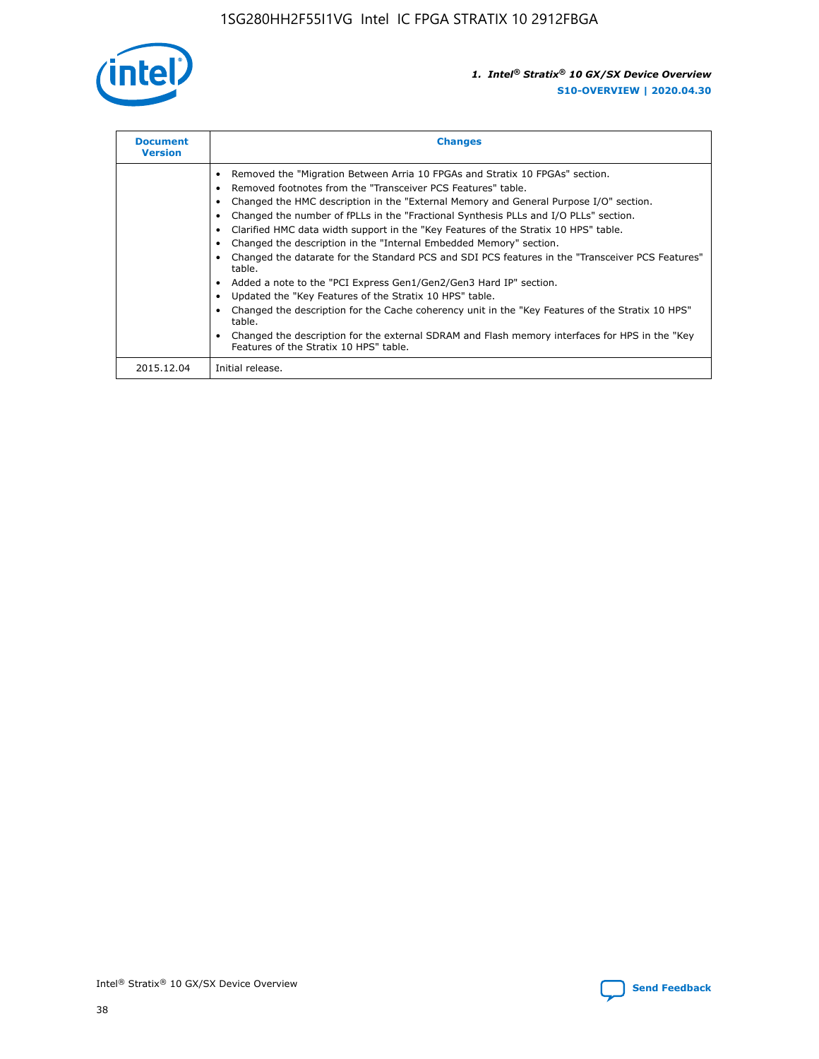| Document Version | Changes |
| --- | --- |
| | • Removed the "Migration Between Arria 10 FPGAs and Stratix 10 FPGAs" section.<br>• Removed footnotes from the "Transceiver PCS Features" table.<br>• Changed the HMC description in the "External Memory and General Purpose I/O" section.<br>• Changed the number of fPLLs in the "Fractional Synthesis PLLs and I/O PLLs" section.<br>• Clarified HMC data width support in the "Key Features of the Stratix 10 HPS" table.<br>• Changed the description in the "Internal Embedded Memory" section.<br>• Changed the datarate for the Standard PCS and SDI PCS features in the "Transceiver PCS Features" table.<br>• Added a note to the "PCI Express Gen1/Gen2/Gen3 Hard IP" section.<br>• Updated the "Key Features of the Stratix 10 HPS" table.<br>• Changed the description for the Cache coherency unit in the "Key Features of the Stratix 10 HPS" table.<br>• Changed the description for the external SDRAM and Flash memory interfaces for HPS in the "Key Features of the Stratix 10 HPS" table. |
| 2015.12.04 | Initial release. |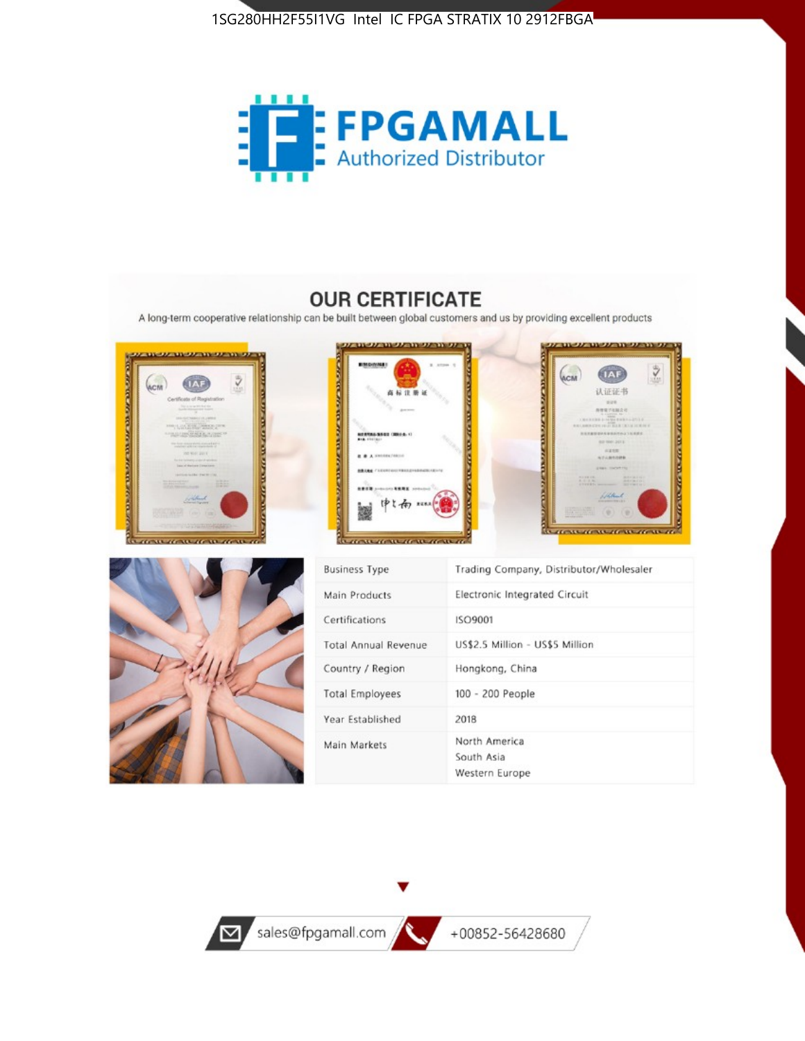FPGAMALL
Authorized Distributor

## OUR CERTIFICATE

A long-term cooperative relationship can be built between global customers and us by providing excellent products

| | |
|---|---|
| Business Type | Trading Company, Distributor/Wholesaler |
| Main Products | Electronic Integrated Circuit |
| Certifications | ISO9001 |
| Total Annual Revenue | US$2.5 Million - US$5 Million |
| Country / Region | Hongkong, China |
| Total Employees | 100 - 200 People |
| Year Established | 2018 |
| Main Markets | North America<br>South Asia<br>Western Europe |

sales@fpgamall.com
+00852-56428680